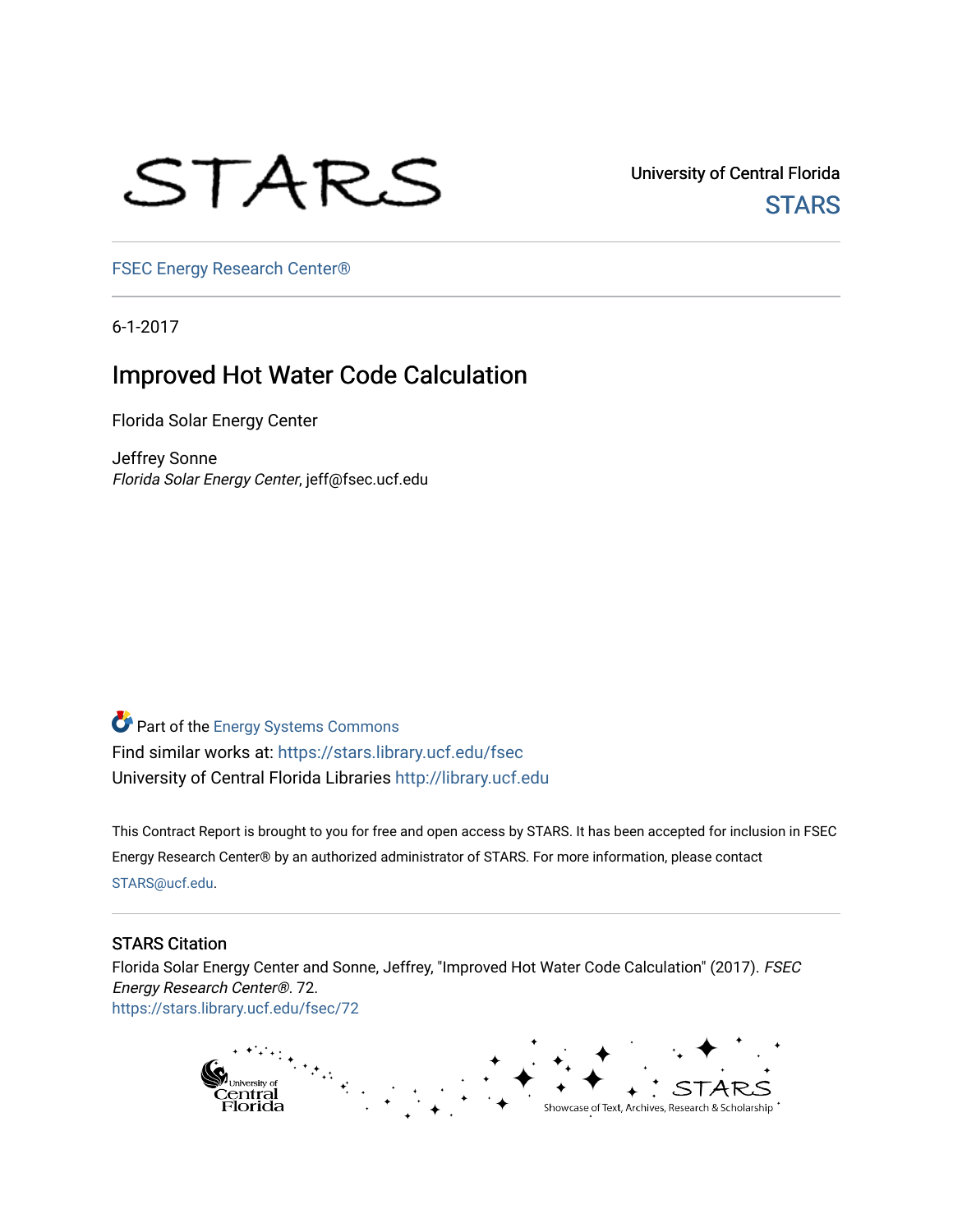STARS

University of Central Florida

STARS

FSEC Energy Research Center®

6-1-2017

# Improved Hot Water Code Calculation

Florida Solar Energy Center

Jeffrey Sonne
*Florida Solar Energy Center*, jeff@fsec.ucf.edu

Part of the Energy Systems Commons

Find similar works at: https://stars.library.ucf.edu/fsec

University of Central Florida Libraries http://library.ucf.edu

This Contract Report is brought to you for free and open access by STARS. It has been accepted for inclusion in FSEC Energy Research Center® by an authorized administrator of STARS. For more information, please contact STARS@ucf.edu.

## STARS Citation

Florida Solar Energy Center and Sonne, Jeffrey, "Improved Hot Water Code Calculation" (2017). *FSEC Energy Research Center®*. 72.
https://stars.library.ucf.edu/fsec/72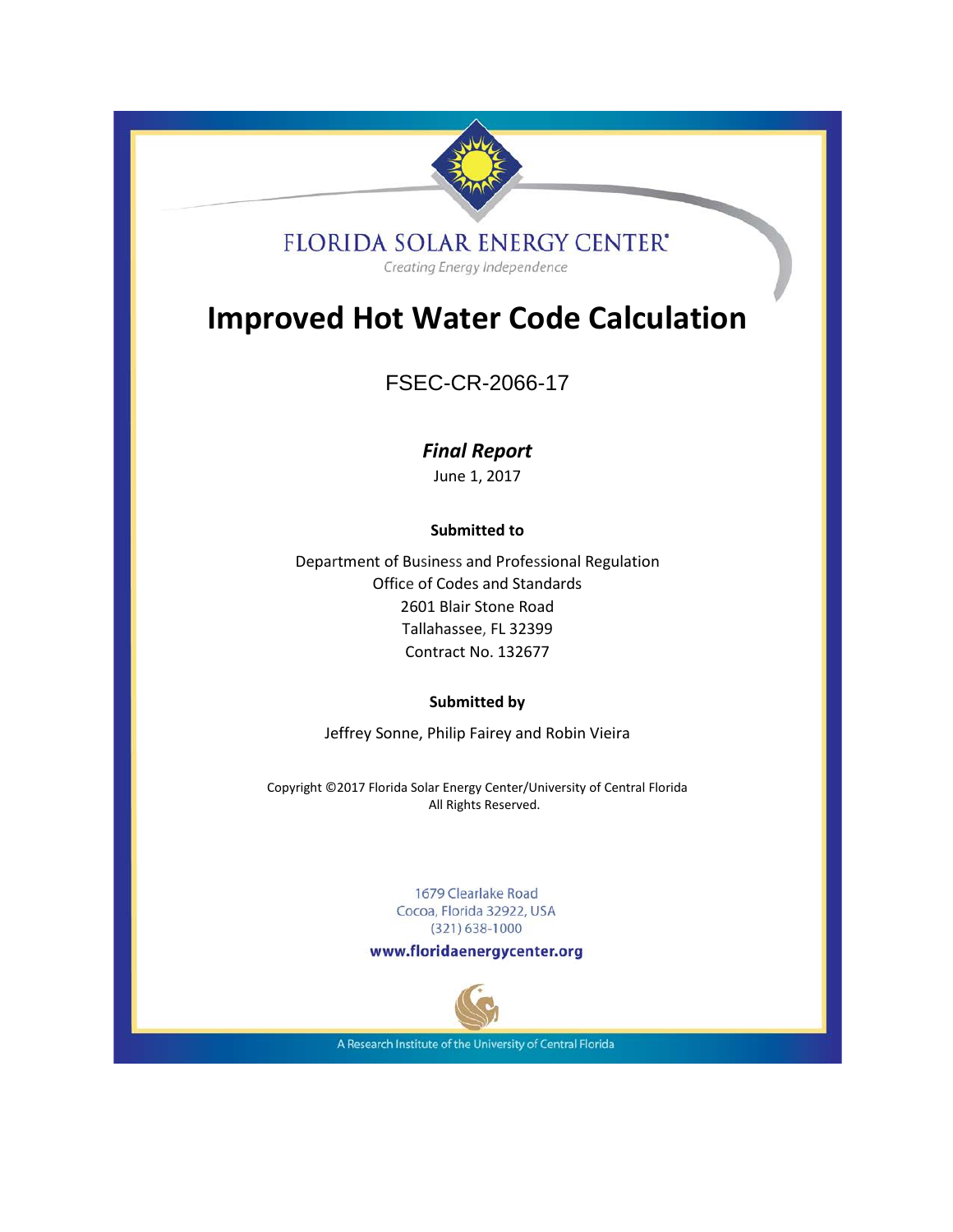FLORIDA SOLAR ENERGY CENTER®

*Creating Energy Independence*

# Improved Hot Water Code Calculation

FSEC-CR-2066-17

***Final Report***

June 1, 2017

**Submitted to**

Department of Business and Professional Regulation
Office of Codes and Standards
2601 Blair Stone Road
Tallahassee, FL 32399
Contract No. 132677

**Submitted by**

Jeffrey Sonne, Philip Fairey and Robin Vieira

Copyright ©2017 Florida Solar Energy Center/University of Central Florida
All Rights Reserved.

1679 Clearlake Road
Cocoa, Florida 32922, USA
(321) 638-1000

**www.floridaenergycenter.org**

A Research Institute of the University of Central Florida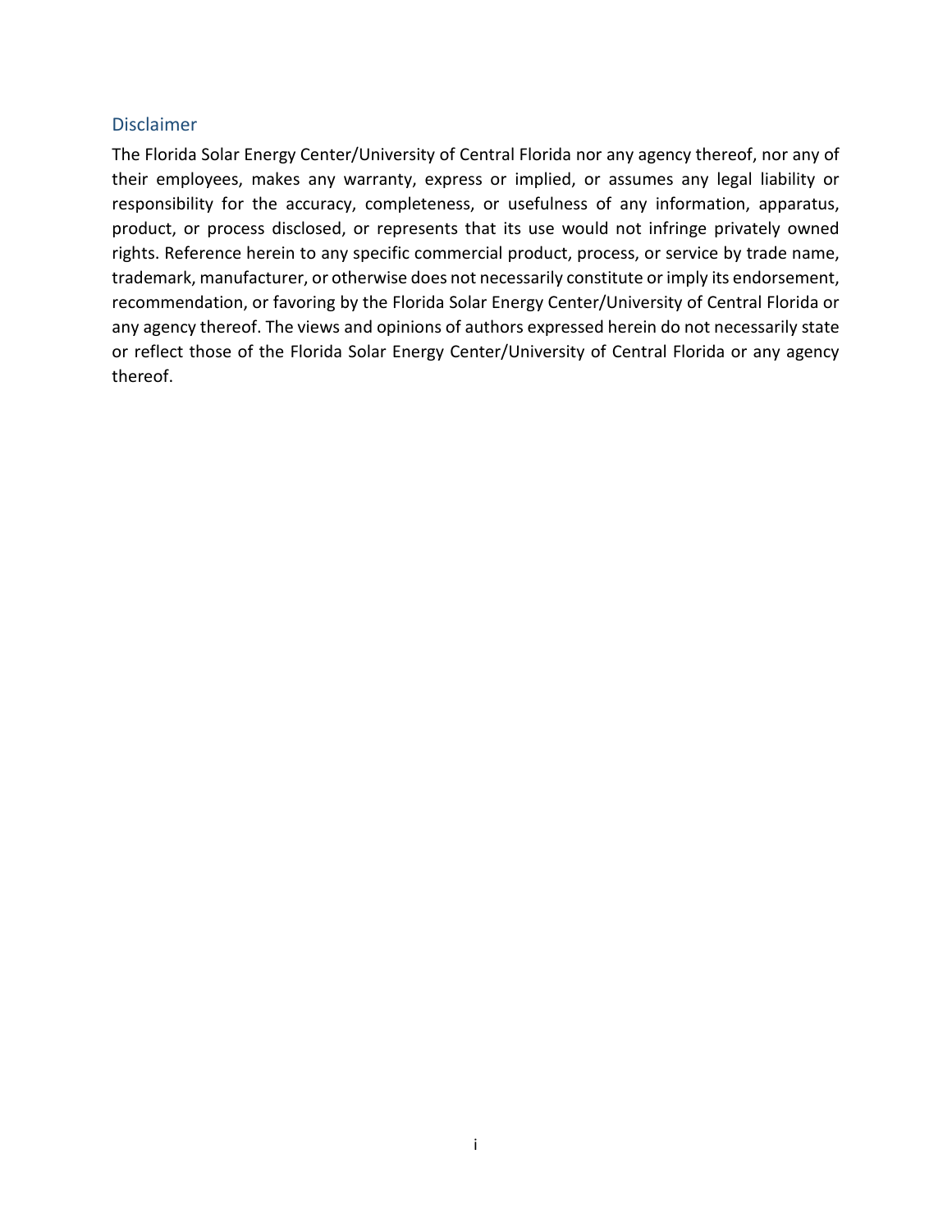## Disclaimer

The Florida Solar Energy Center/University of Central Florida nor any agency thereof, nor any of their employees, makes any warranty, express or implied, or assumes any legal liability or responsibility for the accuracy, completeness, or usefulness of any information, apparatus, product, or process disclosed, or represents that its use would not infringe privately owned rights. Reference herein to any specific commercial product, process, or service by trade name, trademark, manufacturer, or otherwise does not necessarily constitute or imply its endorsement, recommendation, or favoring by the Florida Solar Energy Center/University of Central Florida or any agency thereof. The views and opinions of authors expressed herein do not necessarily state or reflect those of the Florida Solar Energy Center/University of Central Florida or any agency thereof.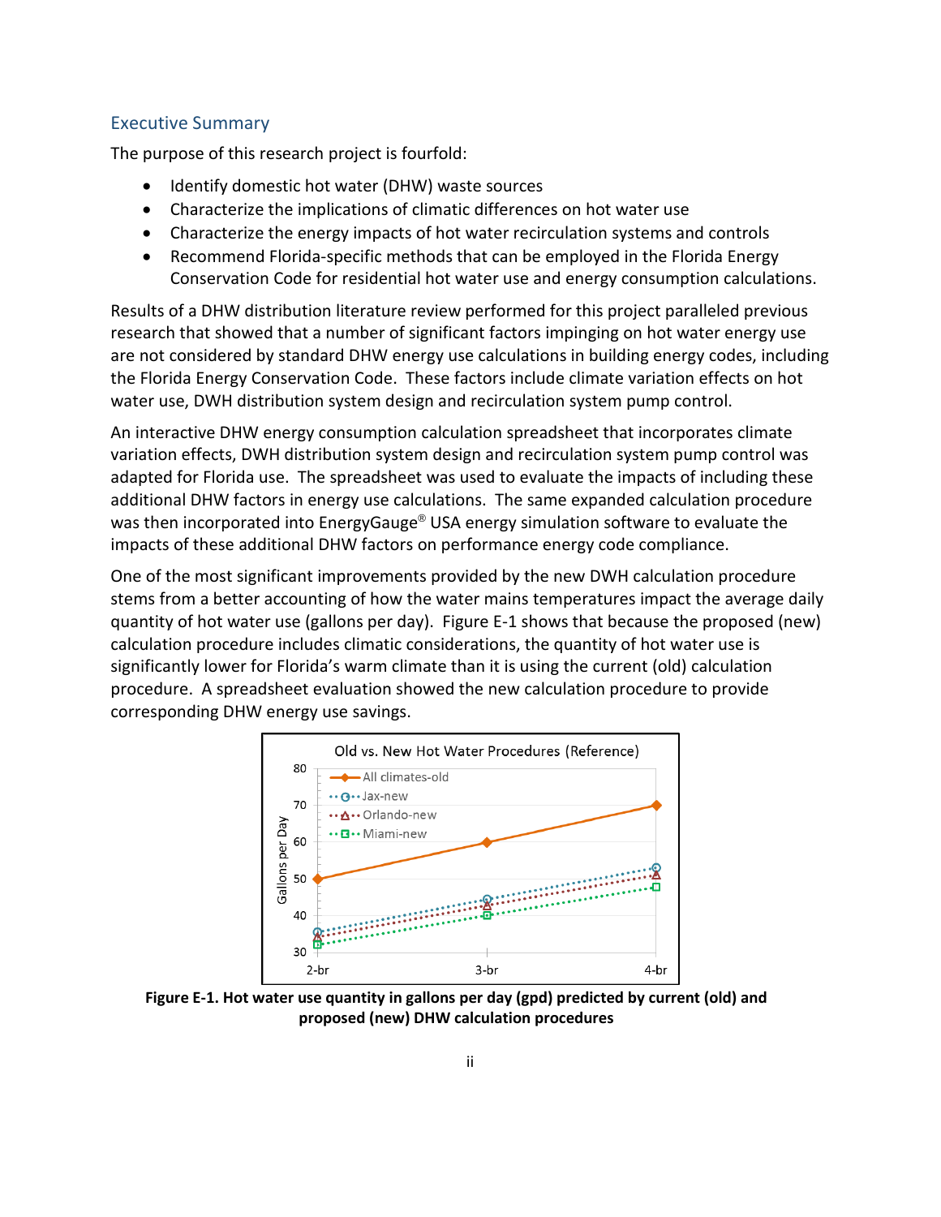## Executive Summary

The purpose of this research project is fourfold:

- Identify domestic hot water (DHW) waste sources
- Characterize the implications of climatic differences on hot water use
- Characterize the energy impacts of hot water recirculation systems and controls
- Recommend Florida-specific methods that can be employed in the Florida Energy Conservation Code for residential hot water use and energy consumption calculations.

Results of a DHW distribution literature review performed for this project paralleled previous research that showed that a number of significant factors impinging on hot water energy use are not considered by standard DHW energy use calculations in building energy codes, including the Florida Energy Conservation Code. These factors include climate variation effects on hot water use, DWH distribution system design and recirculation system pump control.

An interactive DHW energy consumption calculation spreadsheet that incorporates climate variation effects, DWH distribution system design and recirculation system pump control was adapted for Florida use. The spreadsheet was used to evaluate the impacts of including these additional DHW factors in energy use calculations. The same expanded calculation procedure was then incorporated into EnergyGauge® USA energy simulation software to evaluate the impacts of these additional DHW factors on performance energy code compliance.

One of the most significant improvements provided by the new DWH calculation procedure stems from a better accounting of how the water mains temperatures impact the average daily quantity of hot water use (gallons per day). Figure E-1 shows that because the proposed (new) calculation procedure includes climatic considerations, the quantity of hot water use is significantly lower for Florida's warm climate than it is using the current (old) calculation procedure. A spreadsheet evaluation showed the new calculation procedure to provide corresponding DHW energy use savings.

**Figure E-1. Hot water use quantity in gallons per day (gpd) predicted by current (old) and proposed (new) DHW calculation procedures**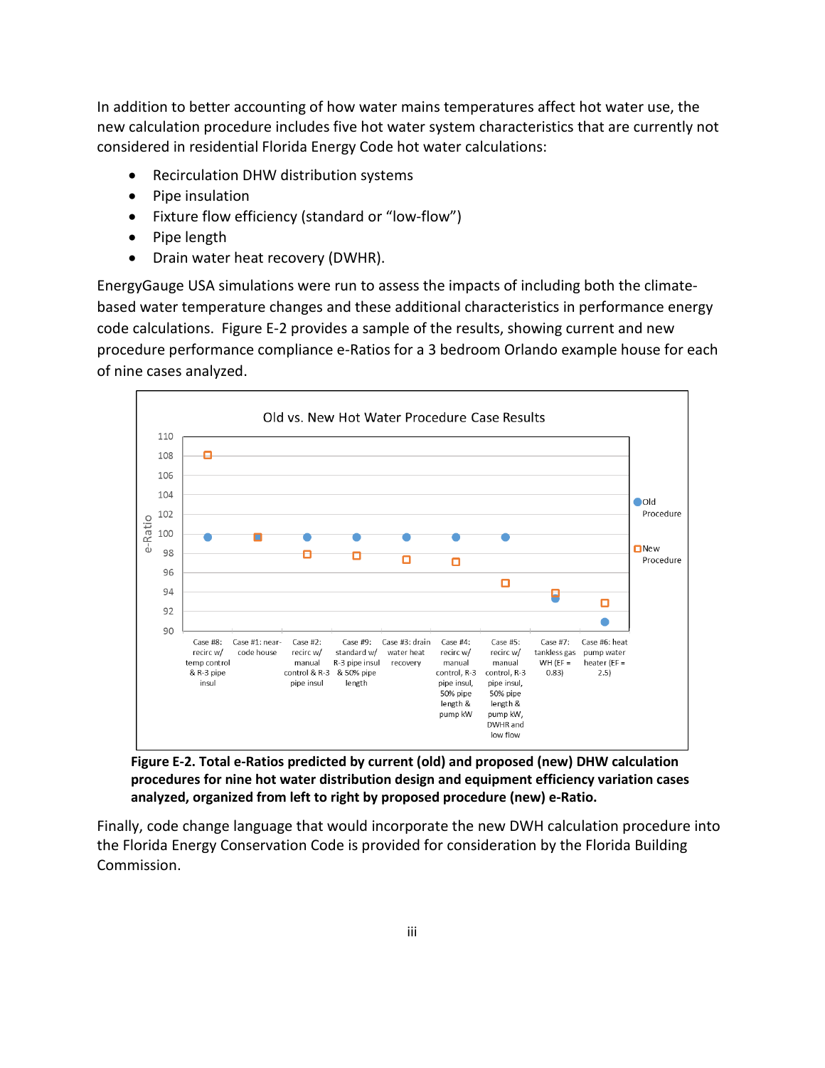In addition to better accounting of how water mains temperatures affect hot water use, the new calculation procedure includes five hot water system characteristics that are currently not considered in residential Florida Energy Code hot water calculations:

- Recirculation DHW distribution systems
- Pipe insulation
- Fixture flow efficiency (standard or "low-flow")
- Pipe length
- Drain water heat recovery (DWHR).

EnergyGauge USA simulations were run to assess the impacts of including both the climate-based water temperature changes and these additional characteristics in performance energy code calculations. Figure E-2 provides a sample of the results, showing current and new procedure performance compliance e-Ratios for a 3 bedroom Orlando example house for each of nine cases analyzed.

**Figure E-2. Total e-Ratios predicted by current (old) and proposed (new) DHW calculation procedures for nine hot water distribution design and equipment efficiency variation cases analyzed, organized from left to right by proposed procedure (new) e-Ratio.**

Finally, code change language that would incorporate the new DWH calculation procedure into the Florida Energy Conservation Code is provided for consideration by the Florida Building Commission.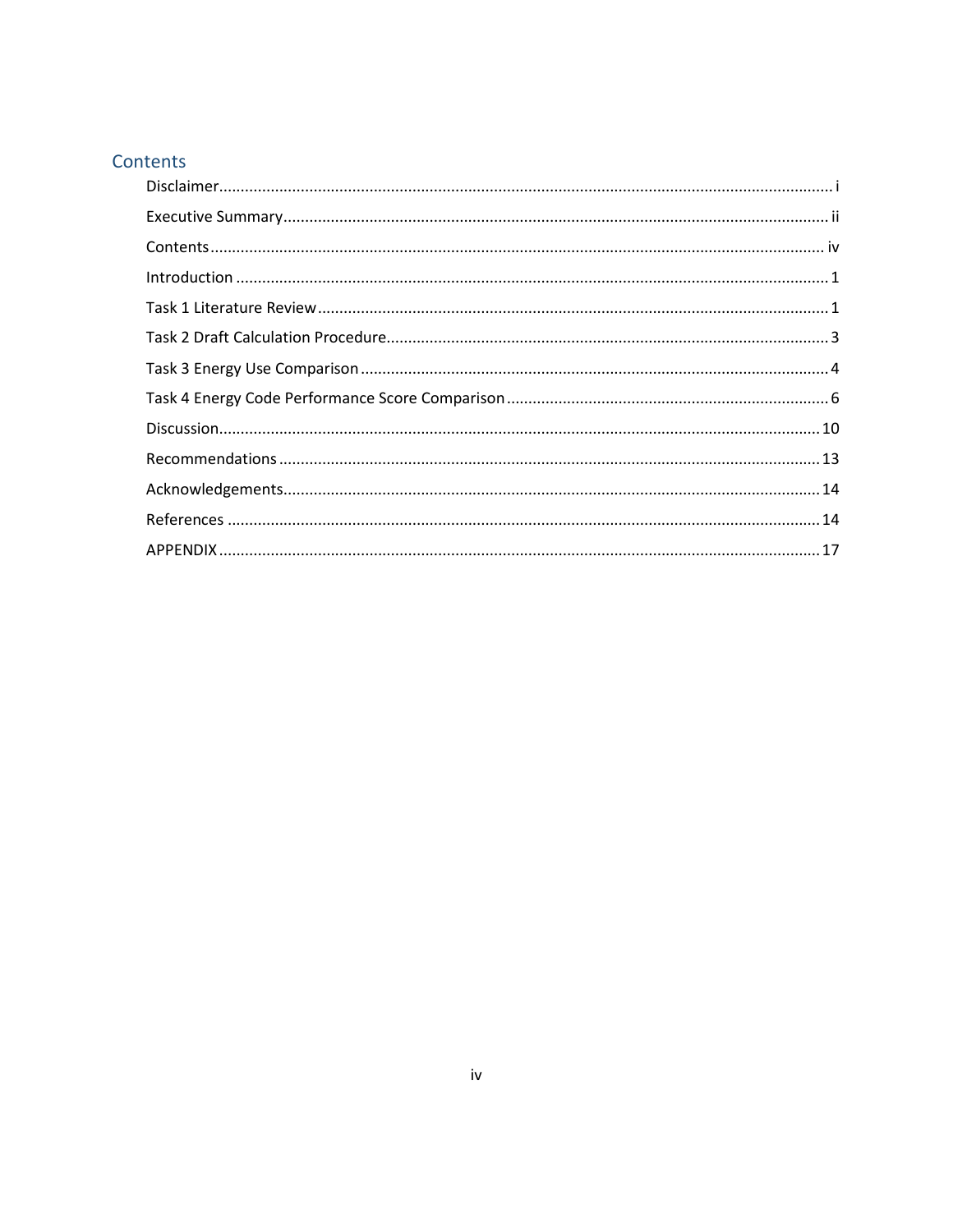# Contents

Disclaimer........................................................................................................................................ i

Executive Summary ......................................................................................................................... ii

Contents ......................................................................................................................................... iv

Introduction ..................................................................................................................................... 1

Task 1 Literature Review ................................................................................................................. 1

Task 2 Draft Calculation Procedure ................................................................................................. 3

Task 3 Energy Use Comparison ....................................................................................................... 4

Task 4 Energy Code Performance Score Comparison ..................................................................... 6

Discussion ...................................................................................................................................... 10

Recommendations ......................................................................................................................... 13

Acknowledgements........................................................................................................................ 14

References ..................................................................................................................................... 14

APPENDIX ...................................................................................................................................... 17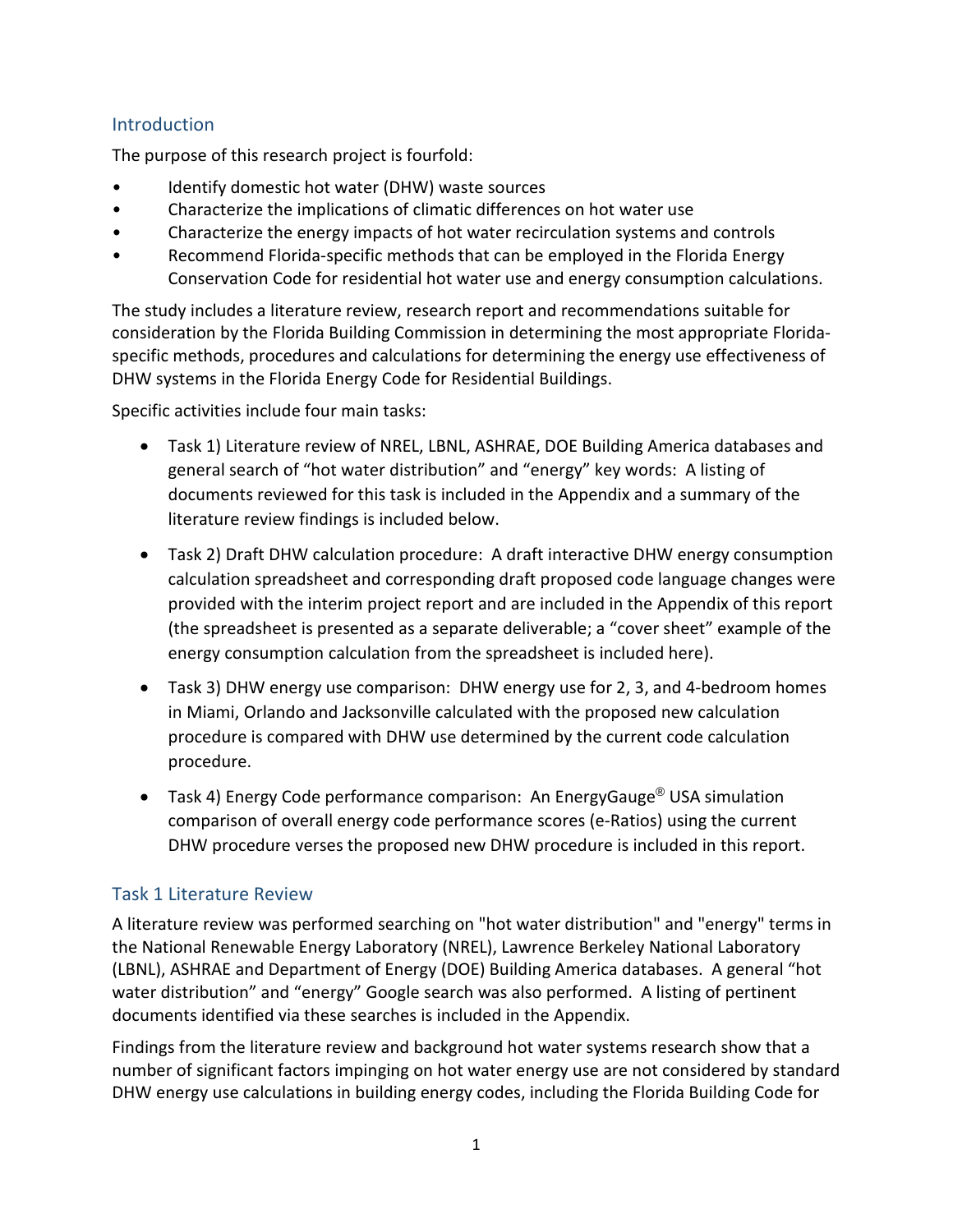## Introduction

The purpose of this research project is fourfold:

- Identify domestic hot water (DHW) waste sources
- Characterize the implications of climatic differences on hot water use
- Characterize the energy impacts of hot water recirculation systems and controls
- Recommend Florida-specific methods that can be employed in the Florida Energy Conservation Code for residential hot water use and energy consumption calculations.

The study includes a literature review, research report and recommendations suitable for consideration by the Florida Building Commission in determining the most appropriate Florida-specific methods, procedures and calculations for determining the energy use effectiveness of DHW systems in the Florida Energy Code for Residential Buildings.

Specific activities include four main tasks:

- Task 1) Literature review of NREL, LBNL, ASHRAE, DOE Building America databases and general search of "hot water distribution" and "energy" key words: A listing of documents reviewed for this task is included in the Appendix and a summary of the literature review findings is included below.
- Task 2) Draft DHW calculation procedure: A draft interactive DHW energy consumption calculation spreadsheet and corresponding draft proposed code language changes were provided with the interim project report and are included in the Appendix of this report (the spreadsheet is presented as a separate deliverable; a "cover sheet" example of the energy consumption calculation from the spreadsheet is included here).
- Task 3) DHW energy use comparison: DHW energy use for 2, 3, and 4-bedroom homes in Miami, Orlando and Jacksonville calculated with the proposed new calculation procedure is compared with DHW use determined by the current code calculation procedure.
- Task 4) Energy Code performance comparison: An EnergyGauge® USA simulation comparison of overall energy code performance scores (e-Ratios) using the current DHW procedure verses the proposed new DHW procedure is included in this report.

## Task 1 Literature Review

A literature review was performed searching on "hot water distribution" and "energy" terms in the National Renewable Energy Laboratory (NREL), Lawrence Berkeley National Laboratory (LBNL), ASHRAE and Department of Energy (DOE) Building America databases. A general "hot water distribution" and "energy" Google search was also performed. A listing of pertinent documents identified via these searches is included in the Appendix.

Findings from the literature review and background hot water systems research show that a number of significant factors impinging on hot water energy use are not considered by standard DHW energy use calculations in building energy codes, including the Florida Building Code for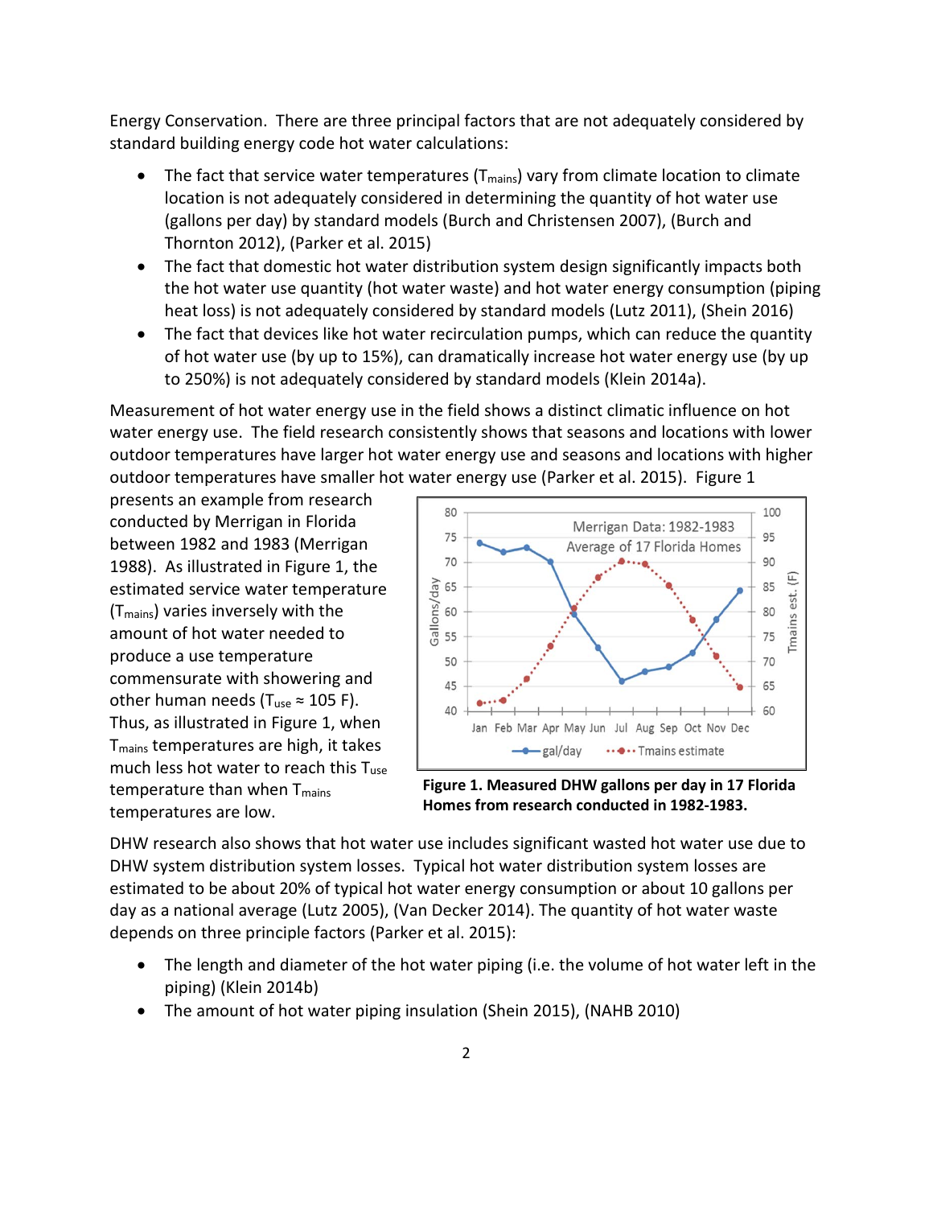Energy Conservation. There are three principal factors that are not adequately considered by standard building energy code hot water calculations:

- The fact that service water temperatures ($T_{mains}$) vary from climate location to climate location is not adequately considered in determining the quantity of hot water use (gallons per day) by standard models (Burch and Christensen 2007), (Burch and Thornton 2012), (Parker et al. 2015)
- The fact that domestic hot water distribution system design significantly impacts both the hot water use quantity (hot water waste) and hot water energy consumption (piping heat loss) is not adequately considered by standard models (Lutz 2011), (Shein 2016)
- The fact that devices like hot water recirculation pumps, which can reduce the quantity of hot water use (by up to 15%), can dramatically increase hot water energy use (by up to 250%) is not adequately considered by standard models (Klein 2014a).

Measurement of hot water energy use in the field shows a distinct climatic influence on hot water energy use. The field research consistently shows that seasons and locations with lower outdoor temperatures have larger hot water energy use and seasons and locations with higher outdoor temperatures have smaller hot water energy use (Parker et al. 2015). Figure 1 presents an example from research conducted by Merrigan in Florida between 1982 and 1983 (Merrigan 1988). As illustrated in Figure 1, the estimated service water temperature ($T_{mains}$) varies inversely with the amount of hot water needed to produce a use temperature commensurate with showering and other human needs ($T_{use} \approx 105$ F). Thus, as illustrated in Figure 1, when $T_{mains}$ temperatures are high, it takes much less hot water to reach this $T_{use}$ temperature than when $T_{mains}$ temperatures are low.

**Figure 1. Measured DHW gallons per day in 17 Florida Homes from research conducted in 1982-1983.**

DHW research also shows that hot water use includes significant wasted hot water use due to DHW system distribution system losses. Typical hot water distribution system losses are estimated to be about 20% of typical hot water energy consumption or about 10 gallons per day as a national average (Lutz 2005), (Van Decker 2014). The quantity of hot water waste depends on three principle factors (Parker et al. 2015):

- The length and diameter of the hot water piping (i.e. the volume of hot water left in the piping) (Klein 2014b)
- The amount of hot water piping insulation (Shein 2015), (NAHB 2010)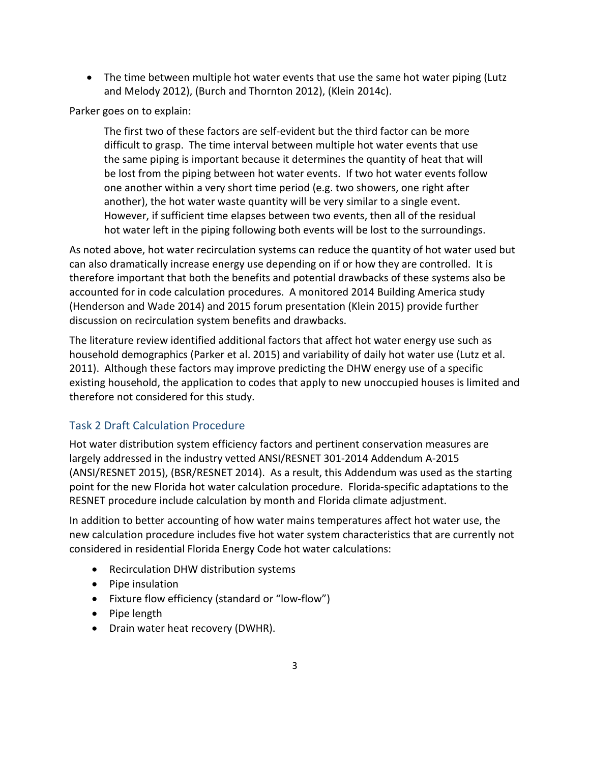- The time between multiple hot water events that use the same hot water piping (Lutz and Melody 2012), (Burch and Thornton 2012), (Klein 2014c).

Parker goes on to explain:

> The first two of these factors are self-evident but the third factor can be more difficult to grasp. The time interval between multiple hot water events that use the same piping is important because it determines the quantity of heat that will be lost from the piping between hot water events. If two hot water events follow one another within a very short time period (e.g. two showers, one right after another), the hot water waste quantity will be very similar to a single event. However, if sufficient time elapses between two events, then all of the residual hot water left in the piping following both events will be lost to the surroundings.

As noted above, hot water recirculation systems can reduce the quantity of hot water used but can also dramatically increase energy use depending on if or how they are controlled. It is therefore important that both the benefits and potential drawbacks of these systems also be accounted for in code calculation procedures. A monitored 2014 Building America study (Henderson and Wade 2014) and 2015 forum presentation (Klein 2015) provide further discussion on recirculation system benefits and drawbacks.

The literature review identified additional factors that affect hot water energy use such as household demographics (Parker et al. 2015) and variability of daily hot water use (Lutz et al. 2011). Although these factors may improve predicting the DHW energy use of a specific existing household, the application to codes that apply to new unoccupied houses is limited and therefore not considered for this study.

## Task 2 Draft Calculation Procedure

Hot water distribution system efficiency factors and pertinent conservation measures are largely addressed in the industry vetted ANSI/RESNET 301-2014 Addendum A-2015 (ANSI/RESNET 2015), (BSR/RESNET 2014). As a result, this Addendum was used as the starting point for the new Florida hot water calculation procedure. Florida-specific adaptations to the RESNET procedure include calculation by month and Florida climate adjustment.

In addition to better accounting of how water mains temperatures affect hot water use, the new calculation procedure includes five hot water system characteristics that are currently not considered in residential Florida Energy Code hot water calculations:

- Recirculation DHW distribution systems
- Pipe insulation
- Fixture flow efficiency (standard or "low-flow")
- Pipe length
- Drain water heat recovery (DWHR).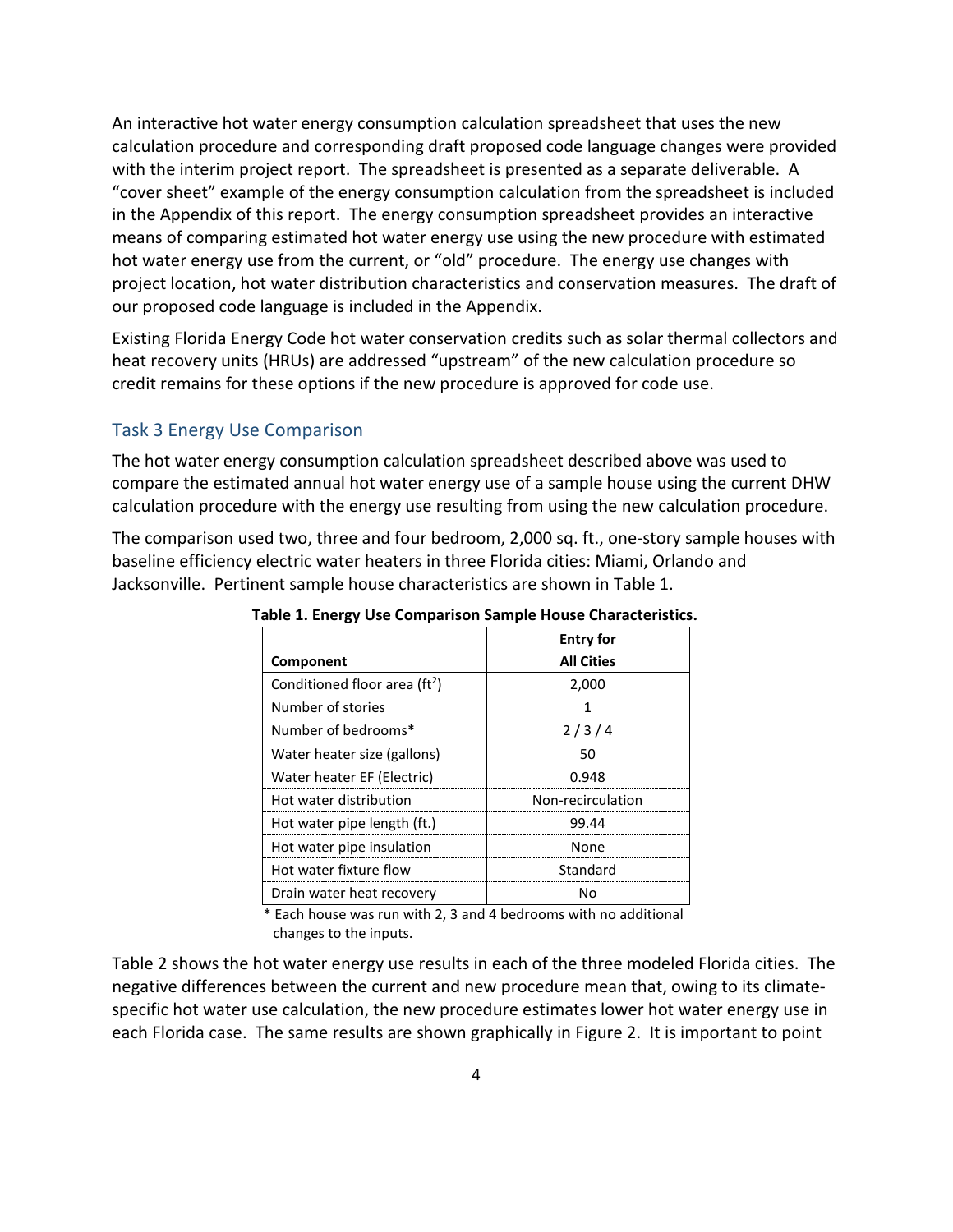An interactive hot water energy consumption calculation spreadsheet that uses the new calculation procedure and corresponding draft proposed code language changes were provided with the interim project report. The spreadsheet is presented as a separate deliverable. A "cover sheet" example of the energy consumption calculation from the spreadsheet is included in the Appendix of this report. The energy consumption spreadsheet provides an interactive means of comparing estimated hot water energy use using the new procedure with estimated hot water energy use from the current, or "old" procedure. The energy use changes with project location, hot water distribution characteristics and conservation measures. The draft of our proposed code language is included in the Appendix.

Existing Florida Energy Code hot water conservation credits such as solar thermal collectors and heat recovery units (HRUs) are addressed "upstream" of the new calculation procedure so credit remains for these options if the new procedure is approved for code use.

## Task 3 Energy Use Comparison

The hot water energy consumption calculation spreadsheet described above was used to compare the estimated annual hot water energy use of a sample house using the current DHW calculation procedure with the energy use resulting from using the new calculation procedure.

The comparison used two, three and four bedroom, 2,000 sq. ft., one-story sample houses with baseline efficiency electric water heaters in three Florida cities: Miami, Orlando and Jacksonville. Pertinent sample house characteristics are shown in Table 1.

**Table 1. Energy Use Comparison Sample House Characteristics.**

| Component | Entry for All Cities |
|---|---|
| Conditioned floor area (ft$^2$) | 2,000 |
| Number of stories | 1 |
| Number of bedrooms* | 2 / 3 / 4 |
| Water heater size (gallons) | 50 |
| Water heater EF (Electric) | 0.948 |
| Hot water distribution | Non-recirculation |
| Hot water pipe length (ft.) | 99.44 |
| Hot water pipe insulation | None |
| Hot water fixture flow | Standard |
| Drain water heat recovery | No |

\* Each house was run with 2, 3 and 4 bedrooms with no additional changes to the inputs.

Table 2 shows the hot water energy use results in each of the three modeled Florida cities. The negative differences between the current and new procedure mean that, owing to its climate-specific hot water use calculation, the new procedure estimates lower hot water energy use in each Florida case. The same results are shown graphically in Figure 2. It is important to point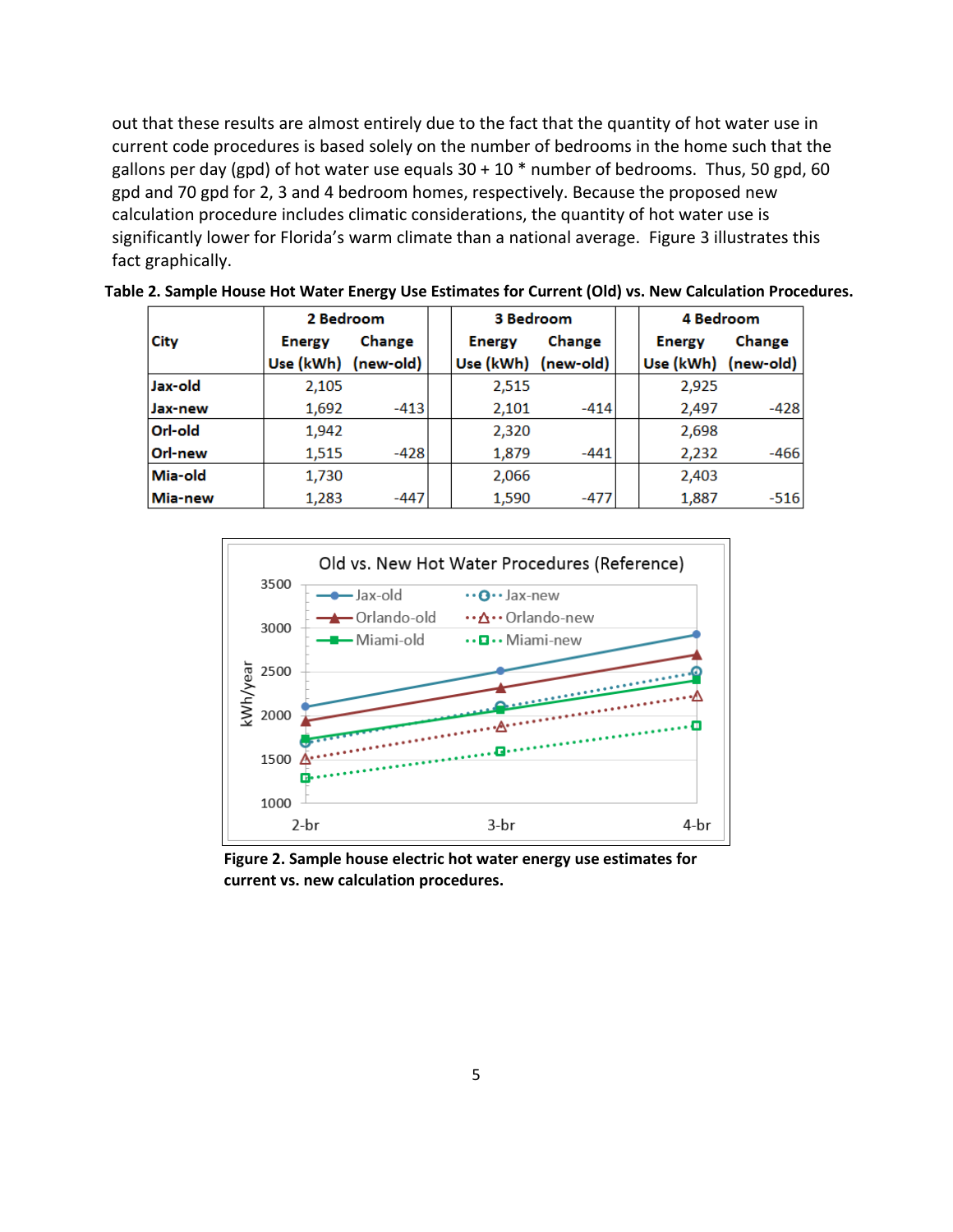out that these results are almost entirely due to the fact that the quantity of hot water use in current code procedures is based solely on the number of bedrooms in the home such that the gallons per day (gpd) of hot water use equals 30 + 10 * number of bedrooms. Thus, 50 gpd, 60 gpd and 70 gpd for 2, 3 and 4 bedroom homes, respectively. Because the proposed new calculation procedure includes climatic considerations, the quantity of hot water use is significantly lower for Florida's warm climate than a national average. Figure 3 illustrates this fact graphically.

**Table 2. Sample House Hot Water Energy Use Estimates for Current (Old) vs. New Calculation Procedures.**

| City | 2 Bedroom | | 3 Bedroom | | 4 Bedroom | |
|---|---|---|---|---|---|---|
| | Energy Use (kWh) | Change (new-old) | Energy Use (kWh) | Change (new-old) | Energy Use (kWh) | Change (new-old) |
| Jax-old | 2,105 | | 2,515 | | 2,925 | |
| Jax-new | 1,692 | -413 | 2,101 | -414 | 2,497 | -428 |
| Orl-old | 1,942 | | 2,320 | | 2,698 | |
| Orl-new | 1,515 | -428 | 1,879 | -441 | 2,232 | -466 |
| Mia-old | 1,730 | | 2,066 | | 2,403 | |
| Mia-new | 1,283 | -447 | 1,590 | -477 | 1,887 | -516 |

**Figure 2. Sample house electric hot water energy use estimates for current vs. new calculation procedures.**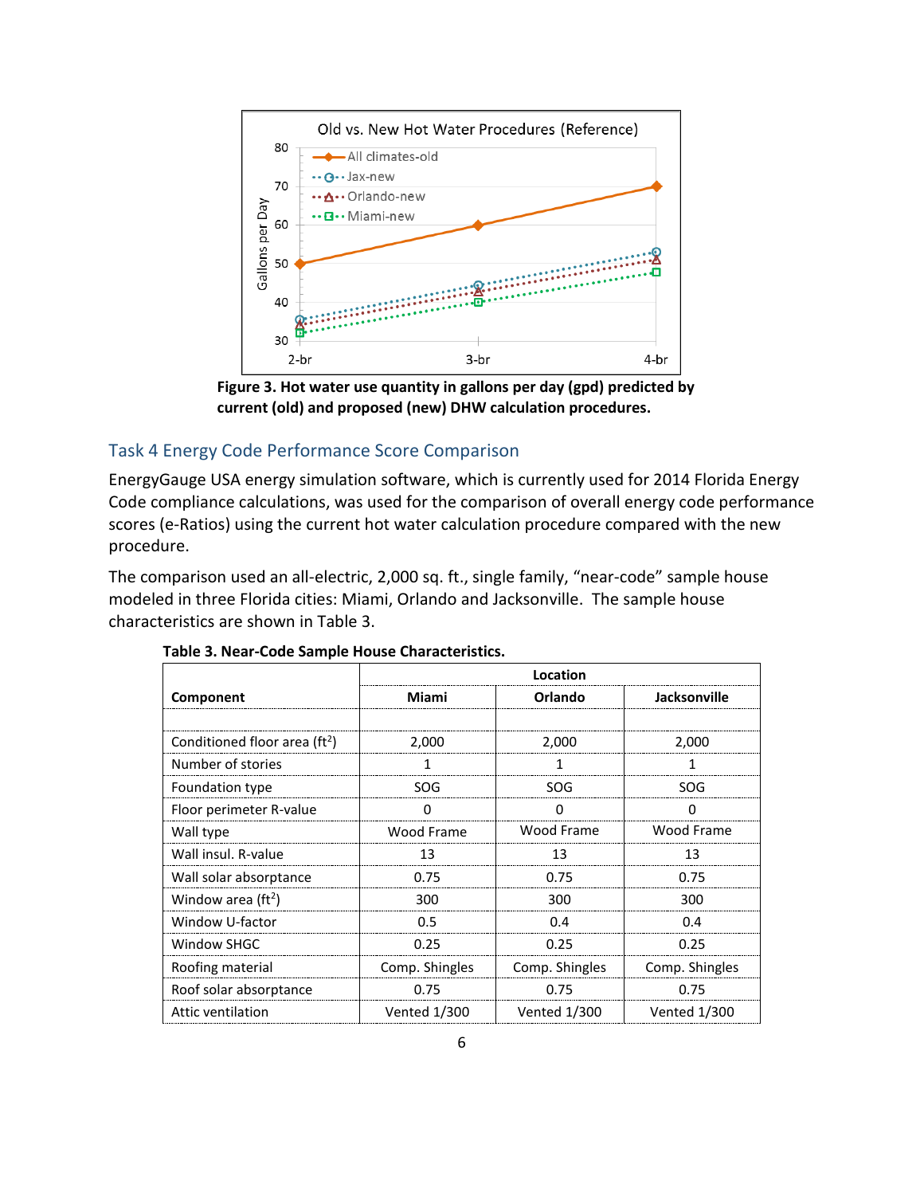**Figure 3. Hot water use quantity in gallons per day (gpd) predicted by current (old) and proposed (new) DHW calculation procedures.**

## Task 4 Energy Code Performance Score Comparison

EnergyGauge USA energy simulation software, which is currently used for 2014 Florida Energy Code compliance calculations, was used for the comparison of overall energy code performance scores (e-Ratios) using the current hot water calculation procedure compared with the new procedure.

The comparison used an all-electric, 2,000 sq. ft., single family, "near-code" sample house modeled in three Florida cities: Miami, Orlando and Jacksonville. The sample house characteristics are shown in Table 3.

**Table 3. Near-Code Sample House Characteristics.**

| Component | Location | | |
|---|---|---|---|
| | Miami | Orlando | Jacksonville |
| | | | |
| Conditioned floor area (ft$^2$) | 2,000 | 2,000 | 2,000 |
| Number of stories | 1 | 1 | 1 |
| Foundation type | SOG | SOG | SOG |
| Floor perimeter R-value | 0 | 0 | 0 |
| Wall type | Wood Frame | Wood Frame | Wood Frame |
| Wall insul. R-value | 13 | 13 | 13 |
| Wall solar absorptance | 0.75 | 0.75 | 0.75 |
| Window area (ft$^2$) | 300 | 300 | 300 |
| Window U-factor | 0.5 | 0.4 | 0.4 |
| Window SHGC | 0.25 | 0.25 | 0.25 |
| Roofing material | Comp. Shingles | Comp. Shingles | Comp. Shingles |
| Roof solar absorptance | 0.75 | 0.75 | 0.75 |
| Attic ventilation | Vented 1/300 | Vented 1/300 | Vented 1/300 |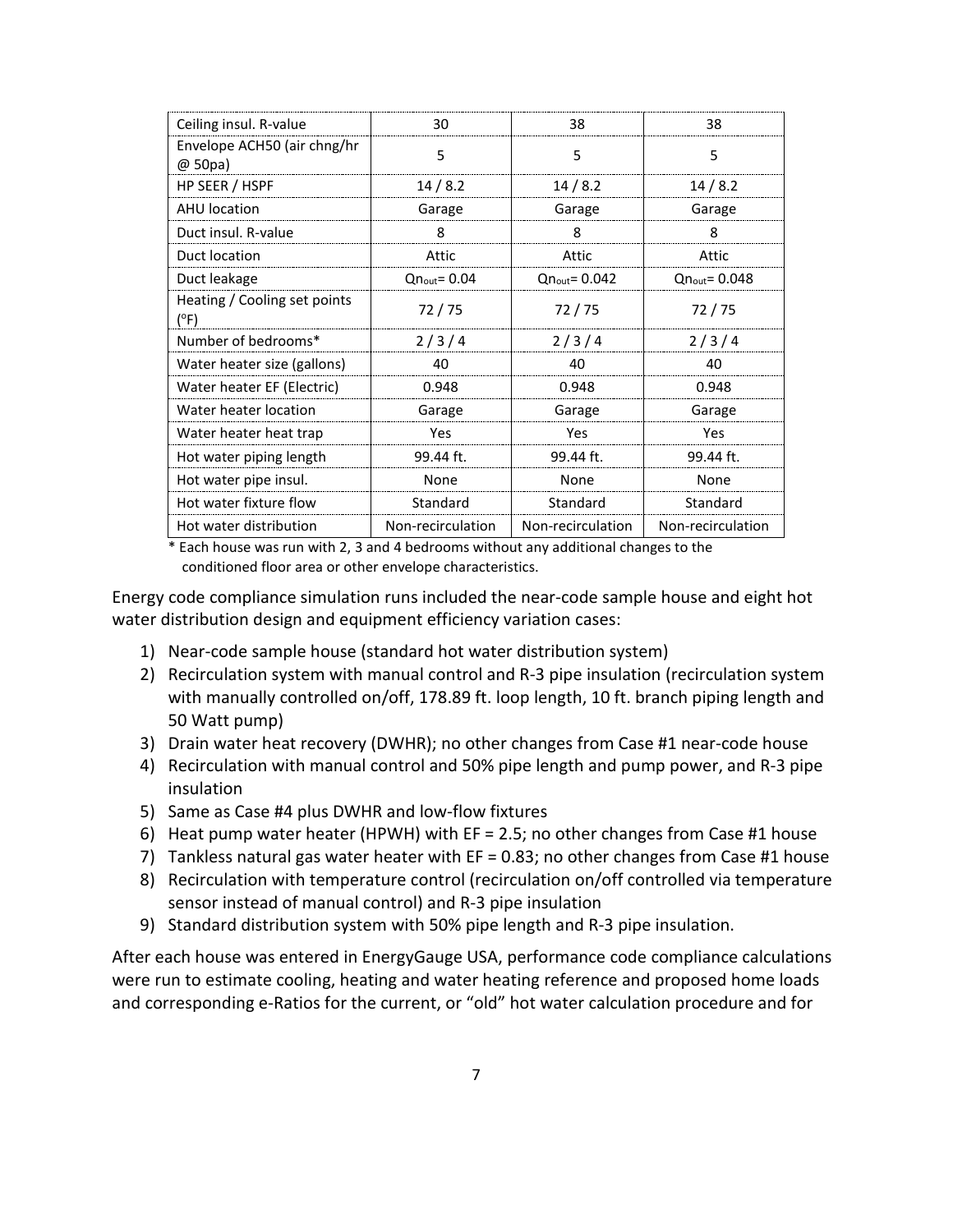| Ceiling insul. R-value | 30 | 38 | 38 |
|---|---|---|---|
| Envelope ACH50 (air chng/hr @ 50pa) | 5 | 5 | 5 |
| HP SEER / HSPF | 14 / 8.2 | 14 / 8.2 | 14 / 8.2 |
| AHU location | Garage | Garage | Garage |
| Duct insul. R-value | 8 | 8 | 8 |
| Duct location | Attic | Attic | Attic |
| Duct leakage | $Qn_{out}$= 0.04 | $Qn_{out}$= 0.042 | $Qn_{out}$= 0.048 |
| Heating / Cooling set points (°F) | 72 / 75 | 72 / 75 | 72 / 75 |
| Number of bedrooms* | 2 / 3 / 4 | 2 / 3 / 4 | 2 / 3 / 4 |
| Water heater size (gallons) | 40 | 40 | 40 |
| Water heater EF (Electric) | 0.948 | 0.948 | 0.948 |
| Water heater location | Garage | Garage | Garage |
| Water heater heat trap | Yes | Yes | Yes |
| Hot water piping length | 99.44 ft. | 99.44 ft. | 99.44 ft. |
| Hot water pipe insul. | None | None | None |
| Hot water fixture flow | Standard | Standard | Standard |
| Hot water distribution | Non-recirculation | Non-recirculation | Non-recirculation |

\* Each house was run with 2, 3 and 4 bedrooms without any additional changes to the conditioned floor area or other envelope characteristics.

Energy code compliance simulation runs included the near-code sample house and eight hot water distribution design and equipment efficiency variation cases:

1) Near-code sample house (standard hot water distribution system)
2) Recirculation system with manual control and R-3 pipe insulation (recirculation system with manually controlled on/off, 178.89 ft. loop length, 10 ft. branch piping length and 50 Watt pump)
3) Drain water heat recovery (DWHR); no other changes from Case #1 near-code house
4) Recirculation with manual control and 50% pipe length and pump power, and R-3 pipe insulation
5) Same as Case #4 plus DWHR and low-flow fixtures
6) Heat pump water heater (HPWH) with EF = 2.5; no other changes from Case #1 house
7) Tankless natural gas water heater with EF = 0.83; no other changes from Case #1 house
8) Recirculation with temperature control (recirculation on/off controlled via temperature sensor instead of manual control) and R-3 pipe insulation
9) Standard distribution system with 50% pipe length and R-3 pipe insulation.

After each house was entered in EnergyGauge USA, performance code compliance calculations were run to estimate cooling, heating and water heating reference and proposed home loads and corresponding e-Ratios for the current, or "old" hot water calculation procedure and for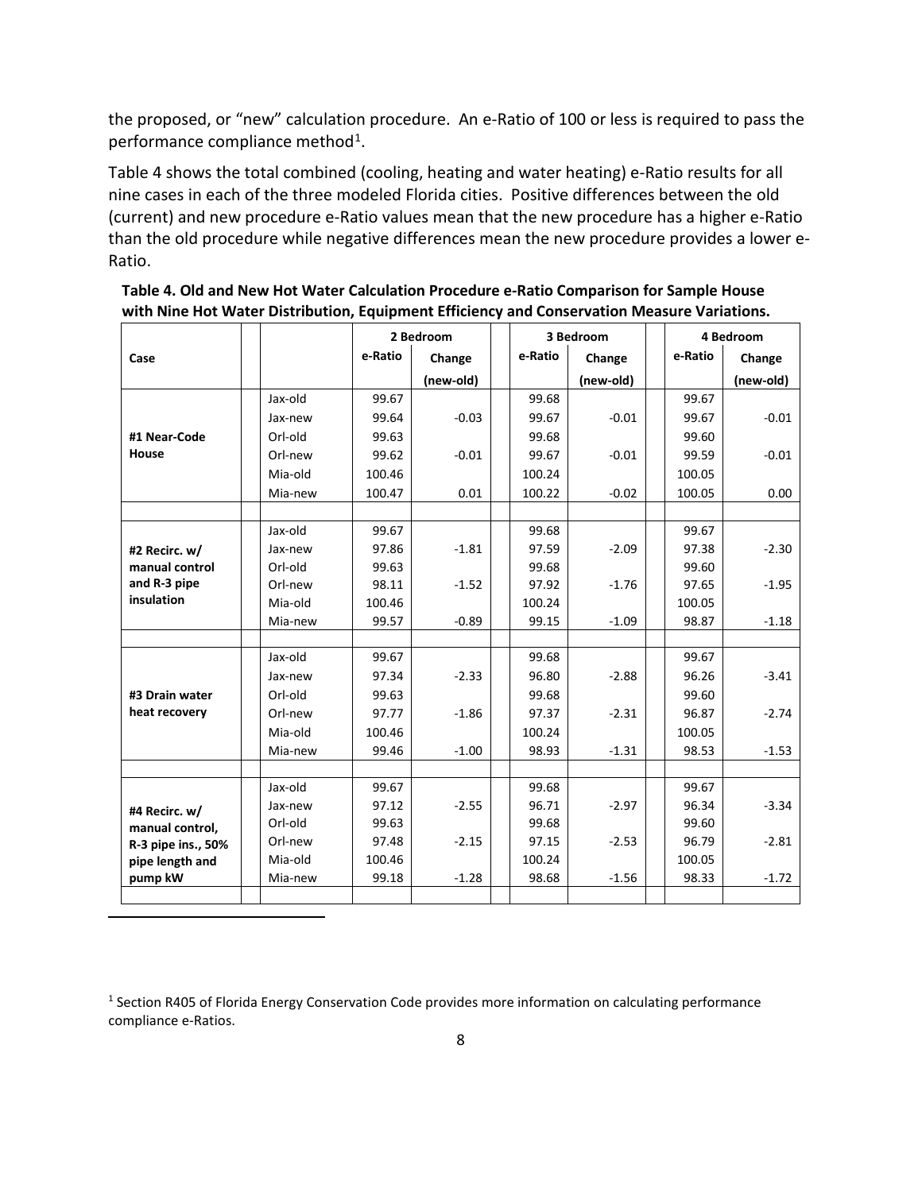the proposed, or "new" calculation procedure. An e-Ratio of 100 or less is required to pass the performance compliance method[1].

Table 4 shows the total combined (cooling, heating and water heating) e-Ratio results for all nine cases in each of the three modeled Florida cities. Positive differences between the old (current) and new procedure e-Ratio values mean that the new procedure has a higher e-Ratio than the old procedure while negative differences mean the new procedure provides a lower e-Ratio.

**Table 4. Old and New Hot Water Calculation Procedure e-Ratio Comparison for Sample House with Nine Hot Water Distribution, Equipment Efficiency and Conservation Measure Variations.**

| Case | | 2 Bedroom | | 3 Bedroom | | 4 Bedroom | |
|---|---|---|---|---|---|---|---|
| | | e-Ratio | Change (new-old) | e-Ratio | Change (new-old) | e-Ratio | Change (new-old) |
| #1 Near-Code House | Jax-old | 99.67 | | 99.68 | | 99.67 | |
| | Jax-new | 99.64 | -0.03 | 99.67 | -0.01 | 99.67 | -0.01 |
| | Orl-old | 99.63 | | 99.68 | | 99.60 | |
| | Orl-new | 99.62 | -0.01 | 99.67 | -0.01 | 99.59 | -0.01 |
| | Mia-old | 100.46 | | 100.24 | | 100.05 | |
| | Mia-new | 100.47 | 0.01 | 100.22 | -0.02 | 100.05 | 0.00 |
| #2 Recirc. w/ manual control and R-3 pipe insulation | Jax-old | 99.67 | | 99.68 | | 99.67 | |
| | Jax-new | 97.86 | -1.81 | 97.59 | -2.09 | 97.38 | -2.30 |
| | Orl-old | 99.63 | | 99.68 | | 99.60 | |
| | Orl-new | 98.11 | -1.52 | 97.92 | -1.76 | 97.65 | -1.95 |
| | Mia-old | 100.46 | | 100.24 | | 100.05 | |
| | Mia-new | 99.57 | -0.89 | 99.15 | -1.09 | 98.87 | -1.18 |
| #3 Drain water heat recovery | Jax-old | 99.67 | | 99.68 | | 99.67 | |
| | Jax-new | 97.34 | -2.33 | 96.80 | -2.88 | 96.26 | -3.41 |
| | Orl-old | 99.63 | | 99.68 | | 99.60 | |
| | Orl-new | 97.77 | -1.86 | 97.37 | -2.31 | 96.87 | -2.74 |
| | Mia-old | 100.46 | | 100.24 | | 100.05 | |
| | Mia-new | 99.46 | -1.00 | 98.93 | -1.31 | 98.53 | -1.53 |
| #4 Recirc. w/ manual control, R-3 pipe ins., 50% pipe length and pump kW | Jax-old | 99.67 | | 99.68 | | 99.67 | |
| | Jax-new | 97.12 | -2.55 | 96.71 | -2.97 | 96.34 | -3.34 |
| | Orl-old | 99.63 | | 99.68 | | 99.60 | |
| | Orl-new | 97.48 | -2.15 | 97.15 | -2.53 | 96.79 | -2.81 |
| | Mia-old | 100.46 | | 100.24 | | 100.05 | |
| | Mia-new | 99.18 | -1.28 | 98.68 | -1.56 | 98.33 | -1.72 |

[1] Section R405 of Florida Energy Conservation Code provides more information on calculating performance compliance e-Ratios.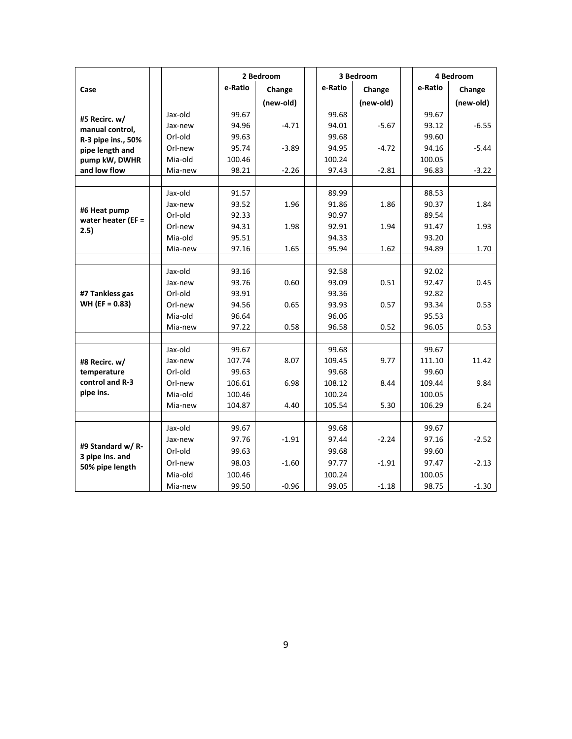| Case | | 2 Bedroom | | 3 Bedroom | | 4 Bedroom | |
|---|---|---|---|---|---|---|---|
| | | e-Ratio | Change (new-old) | e-Ratio | Change (new-old) | e-Ratio | Change (new-old) |
| **#5 Recirc. w/ manual control, R-3 pipe ins., 50% pipe length and pump kW, DWHR and low flow** | Jax-old | 99.67 | | 99.68 | | 99.67 | |
| | Jax-new | 94.96 | -4.71 | 94.01 | -5.67 | 93.12 | -6.55 |
| | Orl-old | 99.63 | | 99.68 | | 99.60 | |
| | Orl-new | 95.74 | -3.89 | 94.95 | -4.72 | 94.16 | -5.44 |
| | Mia-old | 100.46 | | 100.24 | | 100.05 | |
| | Mia-new | 98.21 | -2.26 | 97.43 | -2.81 | 96.83 | -3.22 |
| | | | | | | | |
| **#6 Heat pump water heater (EF = 2.5)** | Jax-old | 91.57 | | 89.99 | | 88.53 | |
| | Jax-new | 93.52 | 1.96 | 91.86 | 1.86 | 90.37 | 1.84 |
| | Orl-old | 92.33 | | 90.97 | | 89.54 | |
| | Orl-new | 94.31 | 1.98 | 92.91 | 1.94 | 91.47 | 1.93 |
| | Mia-old | 95.51 | | 94.33 | | 93.20 | |
| | Mia-new | 97.16 | 1.65 | 95.94 | 1.62 | 94.89 | 1.70 |
| | | | | | | | |
| **#7 Tankless gas WH (EF = 0.83)** | Jax-old | 93.16 | | 92.58 | | 92.02 | |
| | Jax-new | 93.76 | 0.60 | 93.09 | 0.51 | 92.47 | 0.45 |
| | Orl-old | 93.91 | | 93.36 | | 92.82 | |
| | Orl-new | 94.56 | 0.65 | 93.93 | 0.57 | 93.34 | 0.53 |
| | Mia-old | 96.64 | | 96.06 | | 95.53 | |
| | Mia-new | 97.22 | 0.58 | 96.58 | 0.52 | 96.05 | 0.53 |
| | | | | | | | |
| **#8 Recirc. w/ temperature control and R-3 pipe ins.** | Jax-old | 99.67 | | 99.68 | | 99.67 | |
| | Jax-new | 107.74 | 8.07 | 109.45 | 9.77 | 111.10 | 11.42 |
| | Orl-old | 99.63 | | 99.68 | | 99.60 | |
| | Orl-new | 106.61 | 6.98 | 108.12 | 8.44 | 109.44 | 9.84 |
| | Mia-old | 100.46 | | 100.24 | | 100.05 | |
| | Mia-new | 104.87 | 4.40 | 105.54 | 5.30 | 106.29 | 6.24 |
| | | | | | | | |
| **#9 Standard w/ R-3 pipe ins. and 50% pipe length** | Jax-old | 99.67 | | 99.68 | | 99.67 | |
| | Jax-new | 97.76 | -1.91 | 97.44 | -2.24 | 97.16 | -2.52 |
| | Orl-old | 99.63 | | 99.68 | | 99.60 | |
| | Orl-new | 98.03 | -1.60 | 97.77 | -1.91 | 97.47 | -2.13 |
| | Mia-old | 100.46 | | 100.24 | | 100.05 | |
| | Mia-new | 99.50 | -0.96 | 99.05 | -1.18 | 98.75 | -1.30 |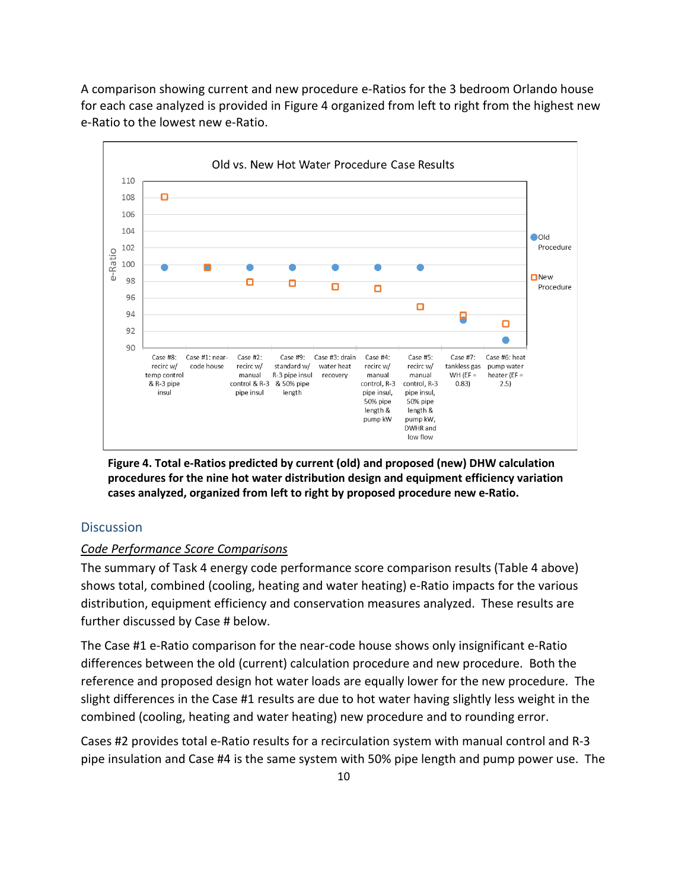A comparison showing current and new procedure e-Ratios for the 3 bedroom Orlando house for each case analyzed is provided in Figure 4 organized from left to right from the highest new e-Ratio to the lowest new e-Ratio.

**Figure 4. Total e-Ratios predicted by current (old) and proposed (new) DHW calculation procedures for the nine hot water distribution design and equipment efficiency variation cases analyzed, organized from left to right by proposed procedure new e-Ratio.**

## Discussion

### *Code Performance Score Comparisons*

The summary of Task 4 energy code performance score comparison results (Table 4 above) shows total, combined (cooling, heating and water heating) e-Ratio impacts for the various distribution, equipment efficiency and conservation measures analyzed. These results are further discussed by Case # below.

The Case #1 e-Ratio comparison for the near-code house shows only insignificant e-Ratio differences between the old (current) calculation procedure and new procedure. Both the reference and proposed design hot water loads are equally lower for the new procedure. The slight differences in the Case #1 results are due to hot water having slightly less weight in the combined (cooling, heating and water heating) new procedure and to rounding error.

Cases #2 provides total e-Ratio results for a recirculation system with manual control and R-3 pipe insulation and Case #4 is the same system with 50% pipe length and pump power use. The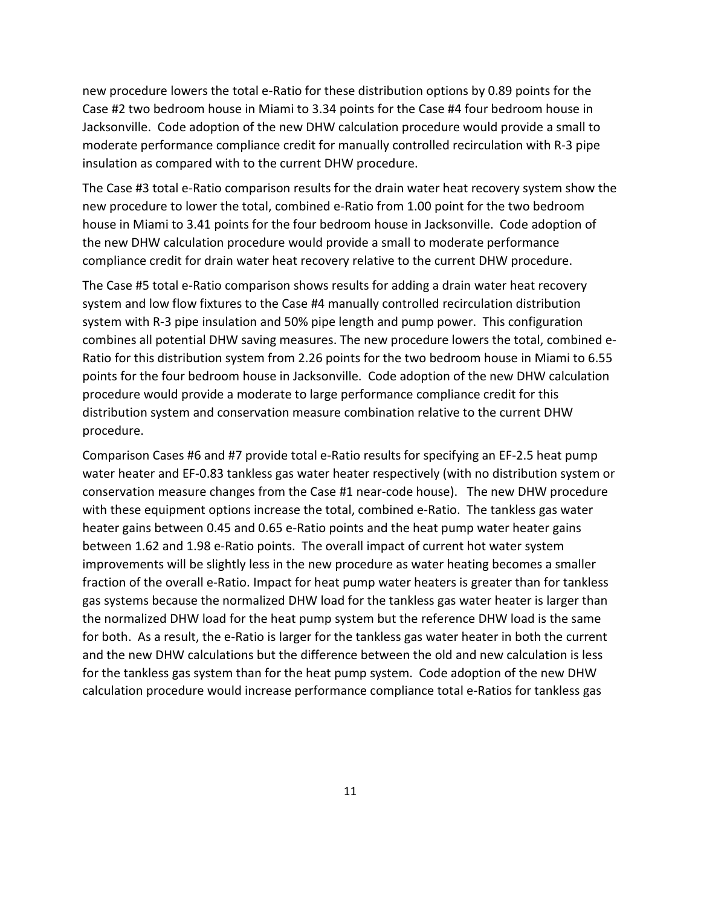new procedure lowers the total e-Ratio for these distribution options by 0.89 points for the Case #2 two bedroom house in Miami to 3.34 points for the Case #4 four bedroom house in Jacksonville. Code adoption of the new DHW calculation procedure would provide a small to moderate performance compliance credit for manually controlled recirculation with R-3 pipe insulation as compared with to the current DHW procedure.

The Case #3 total e-Ratio comparison results for the drain water heat recovery system show the new procedure to lower the total, combined e-Ratio from 1.00 point for the two bedroom house in Miami to 3.41 points for the four bedroom house in Jacksonville. Code adoption of the new DHW calculation procedure would provide a small to moderate performance compliance credit for drain water heat recovery relative to the current DHW procedure.

The Case #5 total e-Ratio comparison shows results for adding a drain water heat recovery system and low flow fixtures to the Case #4 manually controlled recirculation distribution system with R-3 pipe insulation and 50% pipe length and pump power. This configuration combines all potential DHW saving measures. The new procedure lowers the total, combined e-Ratio for this distribution system from 2.26 points for the two bedroom house in Miami to 6.55 points for the four bedroom house in Jacksonville. Code adoption of the new DHW calculation procedure would provide a moderate to large performance compliance credit for this distribution system and conservation measure combination relative to the current DHW procedure.

Comparison Cases #6 and #7 provide total e-Ratio results for specifying an EF-2.5 heat pump water heater and EF-0.83 tankless gas water heater respectively (with no distribution system or conservation measure changes from the Case #1 near-code house). The new DHW procedure with these equipment options increase the total, combined e-Ratio. The tankless gas water heater gains between 0.45 and 0.65 e-Ratio points and the heat pump water heater gains between 1.62 and 1.98 e-Ratio points. The overall impact of current hot water system improvements will be slightly less in the new procedure as water heating becomes a smaller fraction of the overall e-Ratio. Impact for heat pump water heaters is greater than for tankless gas systems because the normalized DHW load for the tankless gas water heater is larger than the normalized DHW load for the heat pump system but the reference DHW load is the same for both. As a result, the e-Ratio is larger for the tankless gas water heater in both the current and the new DHW calculations but the difference between the old and new calculation is less for the tankless gas system than for the heat pump system. Code adoption of the new DHW calculation procedure would increase performance compliance total e-Ratios for tankless gas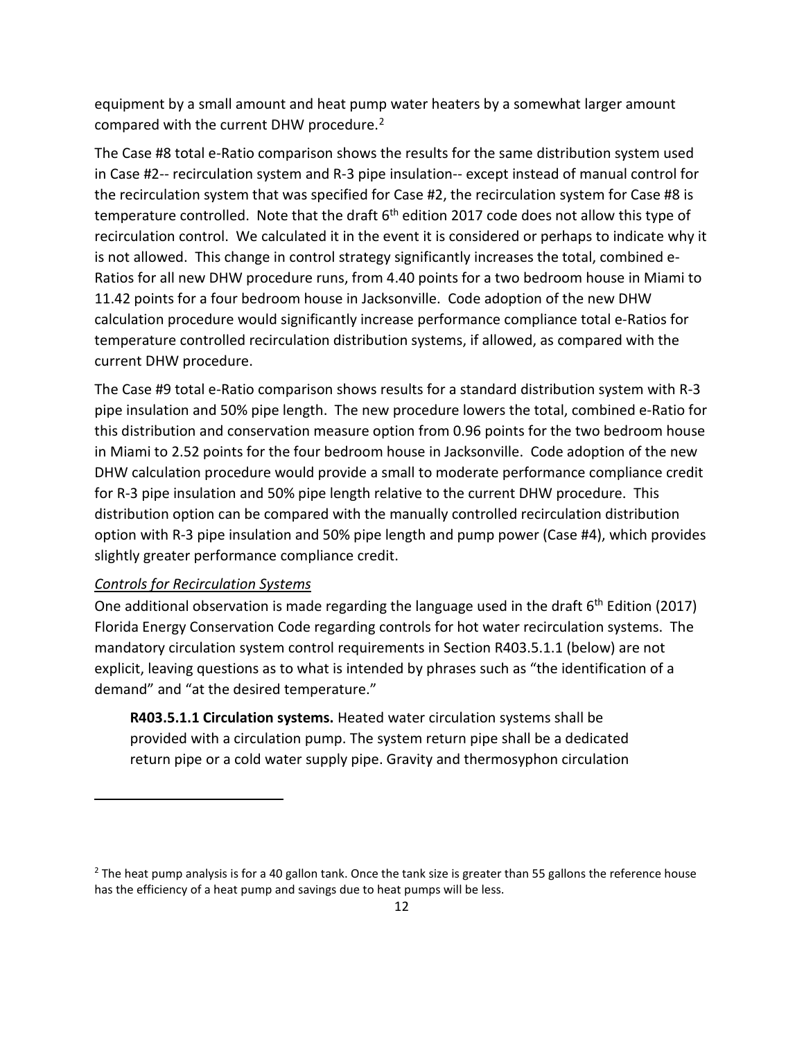equipment by a small amount and heat pump water heaters by a somewhat larger amount compared with the current DHW procedure.[2]

The Case #8 total e-Ratio comparison shows the results for the same distribution system used in Case #2-- recirculation system and R-3 pipe insulation-- except instead of manual control for the recirculation system that was specified for Case #2, the recirculation system for Case #8 is temperature controlled. Note that the draft 6th edition 2017 code does not allow this type of recirculation control. We calculated it in the event it is considered or perhaps to indicate why it is not allowed. This change in control strategy significantly increases the total, combined e-Ratios for all new DHW procedure runs, from 4.40 points for a two bedroom house in Miami to 11.42 points for a four bedroom house in Jacksonville. Code adoption of the new DHW calculation procedure would significantly increase performance compliance total e-Ratios for temperature controlled recirculation distribution systems, if allowed, as compared with the current DHW procedure.

The Case #9 total e-Ratio comparison shows results for a standard distribution system with R-3 pipe insulation and 50% pipe length. The new procedure lowers the total, combined e-Ratio for this distribution and conservation measure option from 0.96 points for the two bedroom house in Miami to 2.52 points for the four bedroom house in Jacksonville. Code adoption of the new DHW calculation procedure would provide a small to moderate performance compliance credit for R-3 pipe insulation and 50% pipe length relative to the current DHW procedure. This distribution option can be compared with the manually controlled recirculation distribution option with R-3 pipe insulation and 50% pipe length and pump power (Case #4), which provides slightly greater performance compliance credit.

*Controls for Recirculation Systems*

One additional observation is made regarding the language used in the draft 6th Edition (2017) Florida Energy Conservation Code regarding controls for hot water recirculation systems. The mandatory circulation system control requirements in Section R403.5.1.1 (below) are not explicit, leaving questions as to what is intended by phrases such as "the identification of a demand" and "at the desired temperature."

> **R403.5.1.1 Circulation systems.** Heated water circulation systems shall be provided with a circulation pump. The system return pipe shall be a dedicated return pipe or a cold water supply pipe. Gravity and thermosyphon circulation

---

[2] The heat pump analysis is for a 40 gallon tank. Once the tank size is greater than 55 gallons the reference house has the efficiency of a heat pump and savings due to heat pumps will be less.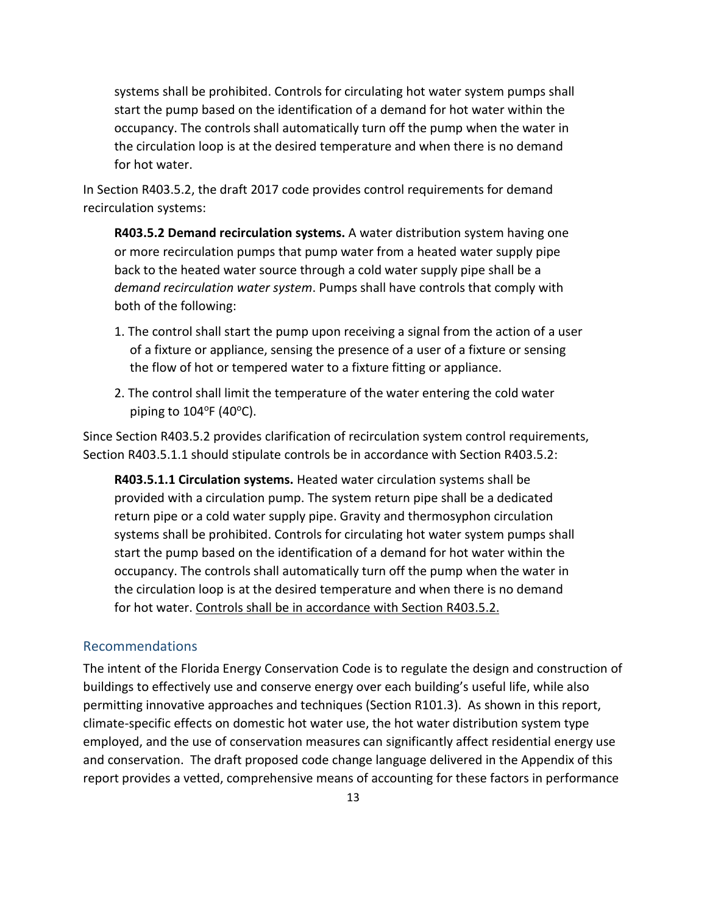systems shall be prohibited. Controls for circulating hot water system pumps shall start the pump based on the identification of a demand for hot water within the occupancy. The controls shall automatically turn off the pump when the water in the circulation loop is at the desired temperature and when there is no demand for hot water.

In Section R403.5.2, the draft 2017 code provides control requirements for demand recirculation systems:

> **R403.5.2 Demand recirculation systems.** A water distribution system having one or more recirculation pumps that pump water from a heated water supply pipe back to the heated water source through a cold water supply pipe shall be a *demand recirculation water system*. Pumps shall have controls that comply with both of the following:
>
> 1. The control shall start the pump upon receiving a signal from the action of a user of a fixture or appliance, sensing the presence of a user of a fixture or sensing the flow of hot or tempered water to a fixture fitting or appliance.
> 2. The control shall limit the temperature of the water entering the cold water piping to 104°F (40°C).

Since Section R403.5.2 provides clarification of recirculation system control requirements, Section R403.5.1.1 should stipulate controls be in accordance with Section R403.5.2:

> **R403.5.1.1 Circulation systems.** Heated water circulation systems shall be provided with a circulation pump. The system return pipe shall be a dedicated return pipe or a cold water supply pipe. Gravity and thermosyphon circulation systems shall be prohibited. Controls for circulating hot water system pumps shall start the pump based on the identification of a demand for hot water within the occupancy. The controls shall automatically turn off the pump when the water in the circulation loop is at the desired temperature and when there is no demand for hot water. <u>Controls shall be in accordance with Section R403.5.2.</u>

## Recommendations

The intent of the Florida Energy Conservation Code is to regulate the design and construction of buildings to effectively use and conserve energy over each building's useful life, while also permitting innovative approaches and techniques (Section R101.3). As shown in this report, climate-specific effects on domestic hot water use, the hot water distribution system type employed, and the use of conservation measures can significantly affect residential energy use and conservation. The draft proposed code change language delivered in the Appendix of this report provides a vetted, comprehensive means of accounting for these factors in performance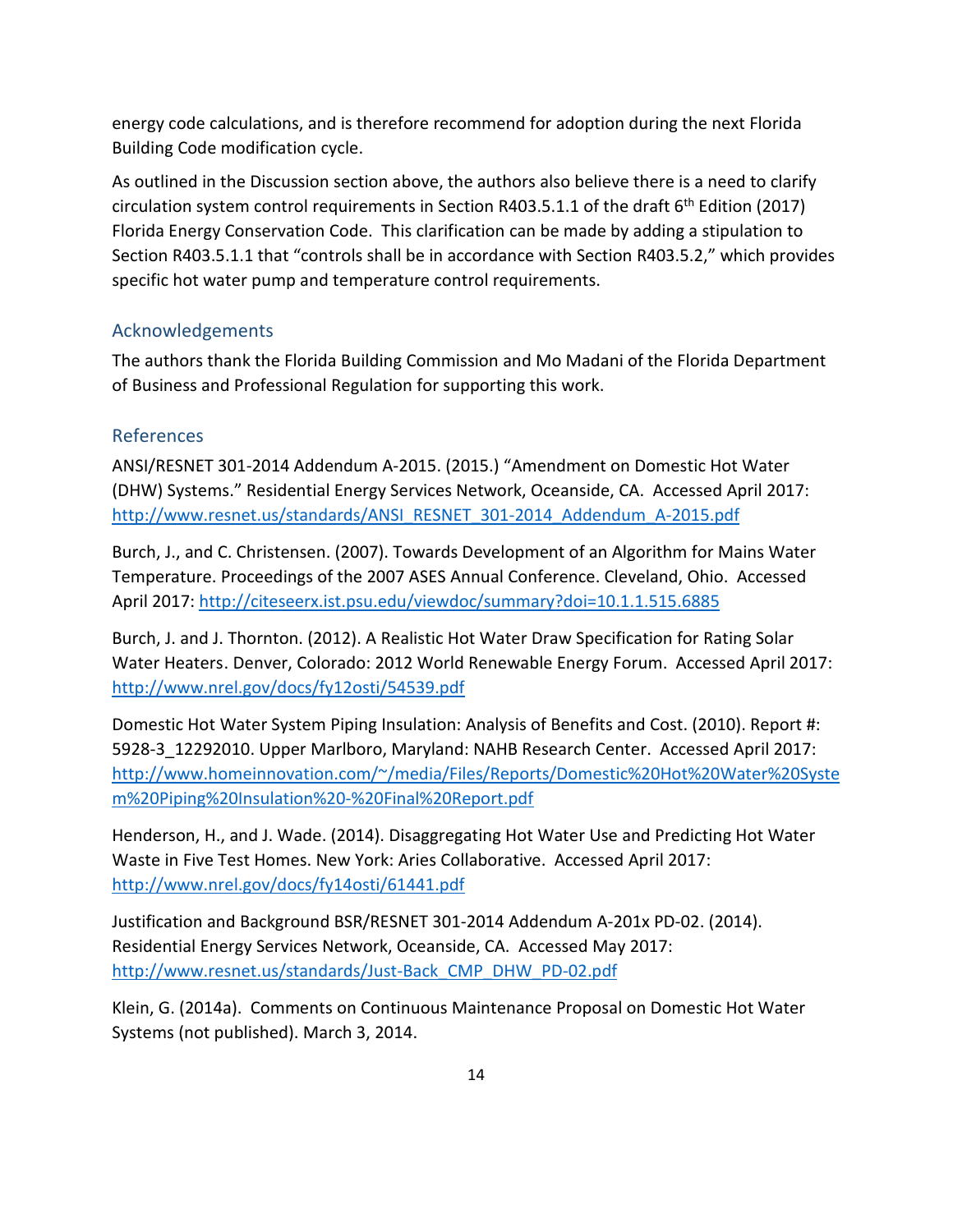energy code calculations, and is therefore recommend for adoption during the next Florida Building Code modification cycle.

As outlined in the Discussion section above, the authors also believe there is a need to clarify circulation system control requirements in Section R403.5.1.1 of the draft 6th Edition (2017) Florida Energy Conservation Code. This clarification can be made by adding a stipulation to Section R403.5.1.1 that "controls shall be in accordance with Section R403.5.2," which provides specific hot water pump and temperature control requirements.

## Acknowledgements

The authors thank the Florida Building Commission and Mo Madani of the Florida Department of Business and Professional Regulation for supporting this work.

## References

ANSI/RESNET 301-2014 Addendum A-2015. (2015.) "Amendment on Domestic Hot Water (DHW) Systems." Residential Energy Services Network, Oceanside, CA. Accessed April 2017: http://www.resnet.us/standards/ANSI_RESNET_301-2014_Addendum_A-2015.pdf

Burch, J., and C. Christensen. (2007). Towards Development of an Algorithm for Mains Water Temperature. Proceedings of the 2007 ASES Annual Conference. Cleveland, Ohio. Accessed April 2017: http://citeseerx.ist.psu.edu/viewdoc/summary?doi=10.1.1.515.6885

Burch, J. and J. Thornton. (2012). A Realistic Hot Water Draw Specification for Rating Solar Water Heaters. Denver, Colorado: 2012 World Renewable Energy Forum. Accessed April 2017: http://www.nrel.gov/docs/fy12osti/54539.pdf

Domestic Hot Water System Piping Insulation: Analysis of Benefits and Cost. (2010). Report #: 5928-3_12292010. Upper Marlboro, Maryland: NAHB Research Center. Accessed April 2017: http://www.homeinnovation.com/~/media/Files/Reports/Domestic%20Hot%20Water%20System%20Piping%20Insulation%20-%20Final%20Report.pdf

Henderson, H., and J. Wade. (2014). Disaggregating Hot Water Use and Predicting Hot Water Waste in Five Test Homes. New York: Aries Collaborative. Accessed April 2017: http://www.nrel.gov/docs/fy14osti/61441.pdf

Justification and Background BSR/RESNET 301-2014 Addendum A-201x PD-02. (2014). Residential Energy Services Network, Oceanside, CA. Accessed May 2017: http://www.resnet.us/standards/Just-Back_CMP_DHW_PD-02.pdf

Klein, G. (2014a). Comments on Continuous Maintenance Proposal on Domestic Hot Water Systems (not published). March 3, 2014.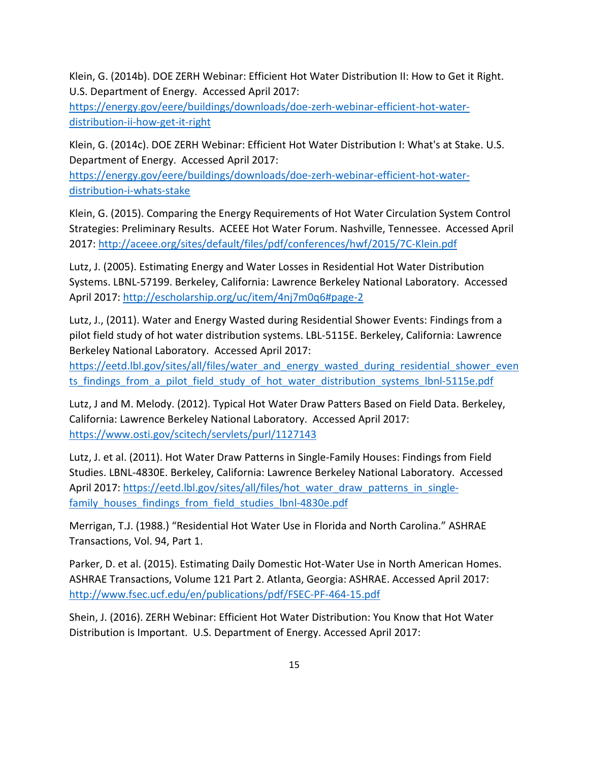Klein, G. (2014b). DOE ZERH Webinar: Efficient Hot Water Distribution II: How to Get it Right. U.S. Department of Energy. Accessed April 2017: https://energy.gov/eere/buildings/downloads/doe-zerh-webinar-efficient-hot-water-distribution-ii-how-get-it-right

Klein, G. (2014c). DOE ZERH Webinar: Efficient Hot Water Distribution I: What's at Stake. U.S. Department of Energy. Accessed April 2017: https://energy.gov/eere/buildings/downloads/doe-zerh-webinar-efficient-hot-water-distribution-i-whats-stake

Klein, G. (2015). Comparing the Energy Requirements of Hot Water Circulation System Control Strategies: Preliminary Results. ACEEE Hot Water Forum. Nashville, Tennessee. Accessed April 2017: http://aceee.org/sites/default/files/pdf/conferences/hwf/2015/7C-Klein.pdf

Lutz, J. (2005). Estimating Energy and Water Losses in Residential Hot Water Distribution Systems. LBNL-57199. Berkeley, California: Lawrence Berkeley National Laboratory. Accessed April 2017: http://escholarship.org/uc/item/4nj7m0q6#page-2

Lutz, J., (2011). Water and Energy Wasted during Residential Shower Events: Findings from a pilot field study of hot water distribution systems. LBL-5115E. Berkeley, California: Lawrence Berkeley National Laboratory. Accessed April 2017: https://eetd.lbl.gov/sites/all/files/water_and_energy_wasted_during_residential_shower_events_findings_from_a_pilot_field_study_of_hot_water_distribution_systems_lbnl-5115e.pdf

Lutz, J and M. Melody. (2012). Typical Hot Water Draw Patters Based on Field Data. Berkeley, California: Lawrence Berkeley National Laboratory. Accessed April 2017: https://www.osti.gov/scitech/servlets/purl/1127143

Lutz, J. et al. (2011). Hot Water Draw Patterns in Single-Family Houses: Findings from Field Studies. LBNL-4830E. Berkeley, California: Lawrence Berkeley National Laboratory. Accessed April 2017: https://eetd.lbl.gov/sites/all/files/hot_water_draw_patterns_in_single-family_houses_findings_from_field_studies_lbnl-4830e.pdf

Merrigan, T.J. (1988.) "Residential Hot Water Use in Florida and North Carolina." ASHRAE Transactions, Vol. 94, Part 1.

Parker, D. et al. (2015). Estimating Daily Domestic Hot-Water Use in North American Homes. ASHRAE Transactions, Volume 121 Part 2. Atlanta, Georgia: ASHRAE. Accessed April 2017: http://www.fsec.ucf.edu/en/publications/pdf/FSEC-PF-464-15.pdf

Shein, J. (2016). ZERH Webinar: Efficient Hot Water Distribution: You Know that Hot Water Distribution is Important. U.S. Department of Energy. Accessed April 2017: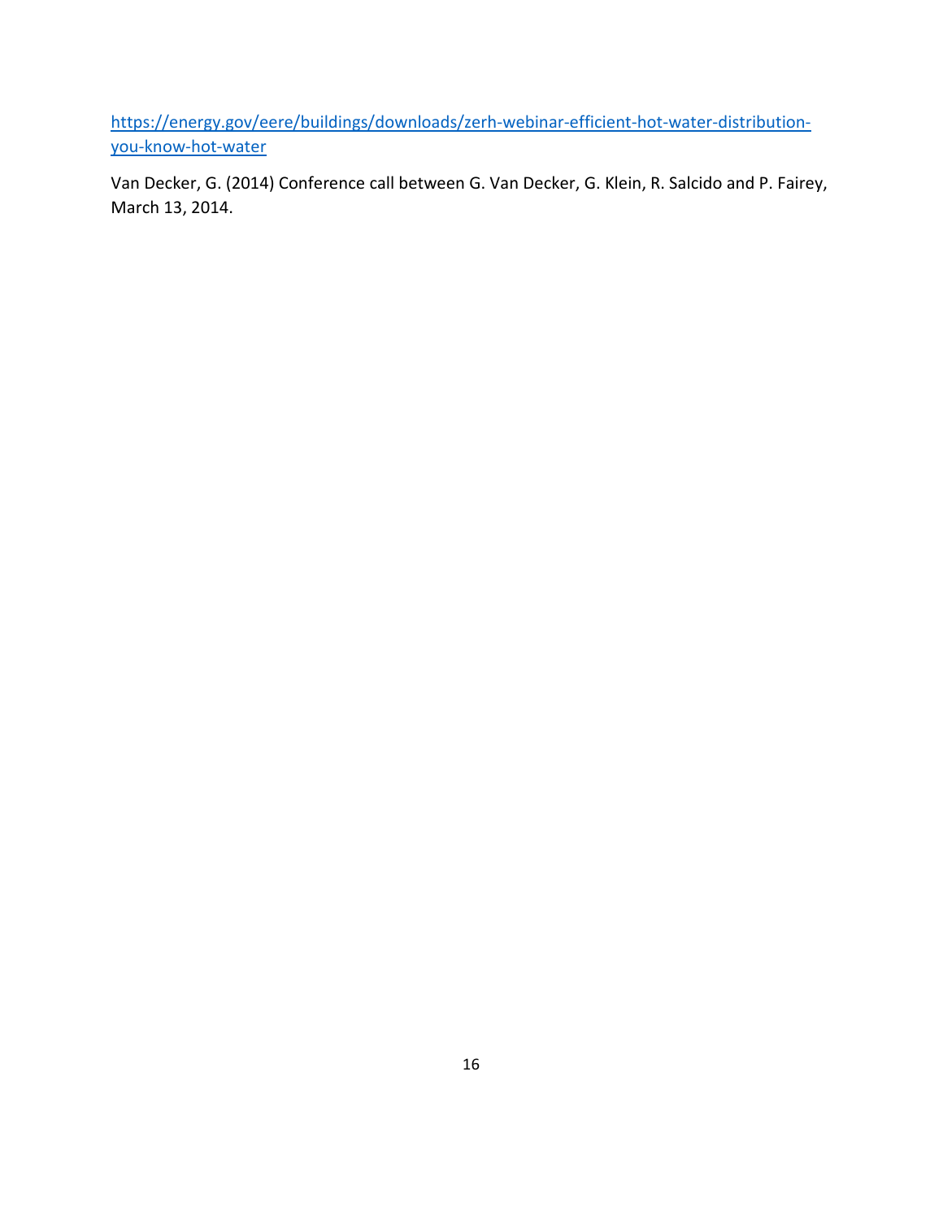https://energy.gov/eere/buildings/downloads/zerh-webinar-efficient-hot-water-distribution-you-know-hot-water

Van Decker, G. (2014) Conference call between G. Van Decker, G. Klein, R. Salcido and P. Fairey, March 13, 2014.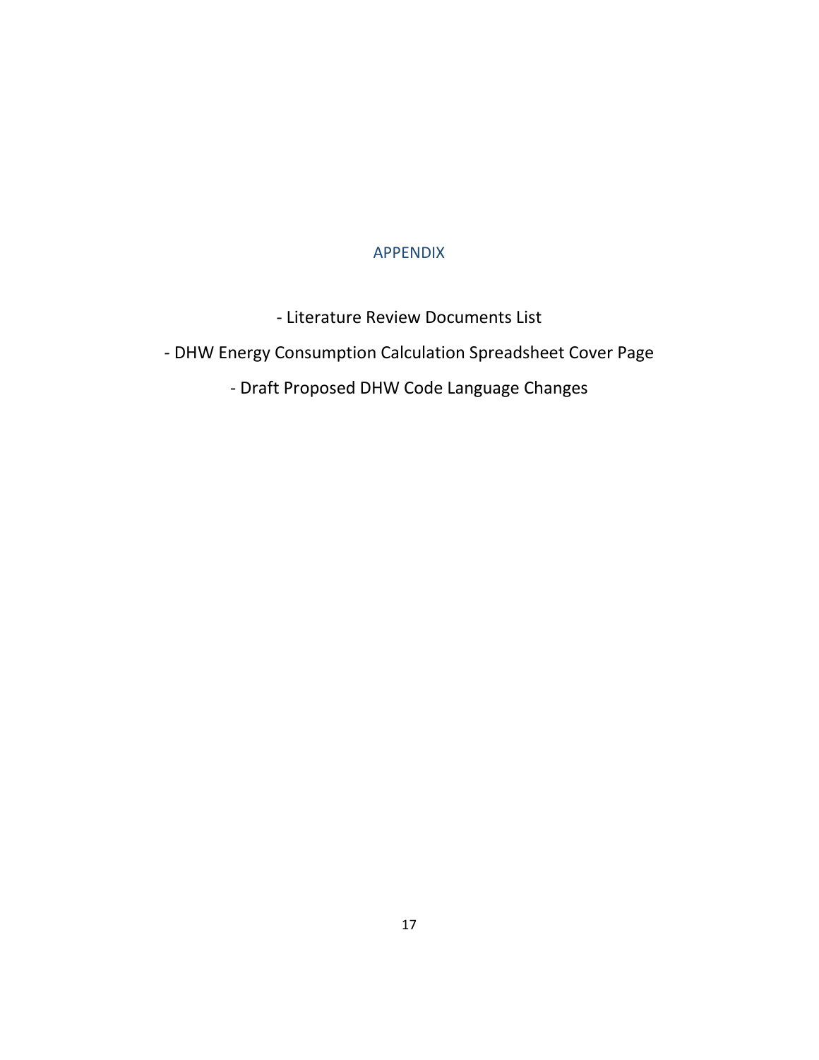# APPENDIX

- Literature Review Documents List
- DHW Energy Consumption Calculation Spreadsheet Cover Page
- Draft Proposed DHW Code Language Changes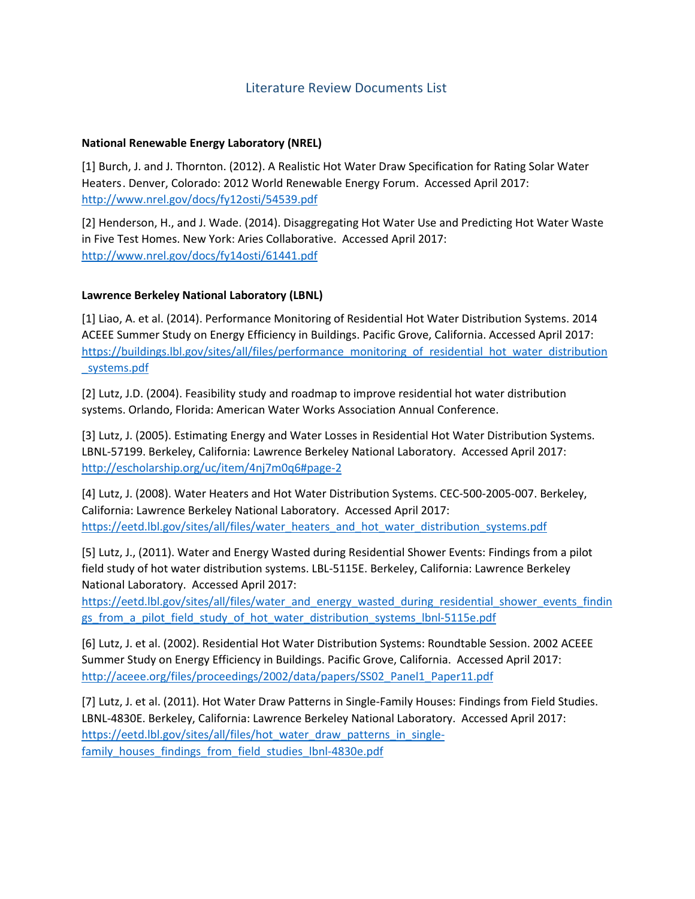# Literature Review Documents List

**National Renewable Energy Laboratory (NREL)**

[1] Burch, J. and J. Thornton. (2012). A Realistic Hot Water Draw Specification for Rating Solar Water Heaters. Denver, Colorado: 2012 World Renewable Energy Forum. Accessed April 2017: http://www.nrel.gov/docs/fy12osti/54539.pdf

[2] Henderson, H., and J. Wade. (2014). Disaggregating Hot Water Use and Predicting Hot Water Waste in Five Test Homes. New York: Aries Collaborative. Accessed April 2017: http://www.nrel.gov/docs/fy14osti/61441.pdf

**Lawrence Berkeley National Laboratory (LBNL)**

[1] Liao, A. et al. (2014). Performance Monitoring of Residential Hot Water Distribution Systems. 2014 ACEEE Summer Study on Energy Efficiency in Buildings. Pacific Grove, California. Accessed April 2017: https://buildings.lbl.gov/sites/all/files/performance_monitoring_of_residential_hot_water_distribution_systems.pdf

[2] Lutz, J.D. (2004). Feasibility study and roadmap to improve residential hot water distribution systems. Orlando, Florida: American Water Works Association Annual Conference.

[3] Lutz, J. (2005). Estimating Energy and Water Losses in Residential Hot Water Distribution Systems. LBNL-57199. Berkeley, California: Lawrence Berkeley National Laboratory. Accessed April 2017: http://escholarship.org/uc/item/4nj7m0q6#page-2

[4] Lutz, J. (2008). Water Heaters and Hot Water Distribution Systems. CEC-500-2005-007. Berkeley, California: Lawrence Berkeley National Laboratory. Accessed April 2017: https://eetd.lbl.gov/sites/all/files/water_heaters_and_hot_water_distribution_systems.pdf

[5] Lutz, J., (2011). Water and Energy Wasted during Residential Shower Events: Findings from a pilot field study of hot water distribution systems. LBL-5115E. Berkeley, California: Lawrence Berkeley National Laboratory. Accessed April 2017: https://eetd.lbl.gov/sites/all/files/water_and_energy_wasted_during_residential_shower_events_findings_from_a_pilot_field_study_of_hot_water_distribution_systems_lbnl-5115e.pdf

[6] Lutz, J. et al. (2002). Residential Hot Water Distribution Systems: Roundtable Session. 2002 ACEEE Summer Study on Energy Efficiency in Buildings. Pacific Grove, California. Accessed April 2017: http://aceee.org/files/proceedings/2002/data/papers/SS02_Panel1_Paper11.pdf

[7] Lutz, J. et al. (2011). Hot Water Draw Patterns in Single-Family Houses: Findings from Field Studies. LBNL-4830E. Berkeley, California: Lawrence Berkeley National Laboratory. Accessed April 2017: https://eetd.lbl.gov/sites/all/files/hot_water_draw_patterns_in_single-family_houses_findings_from_field_studies_lbnl-4830e.pdf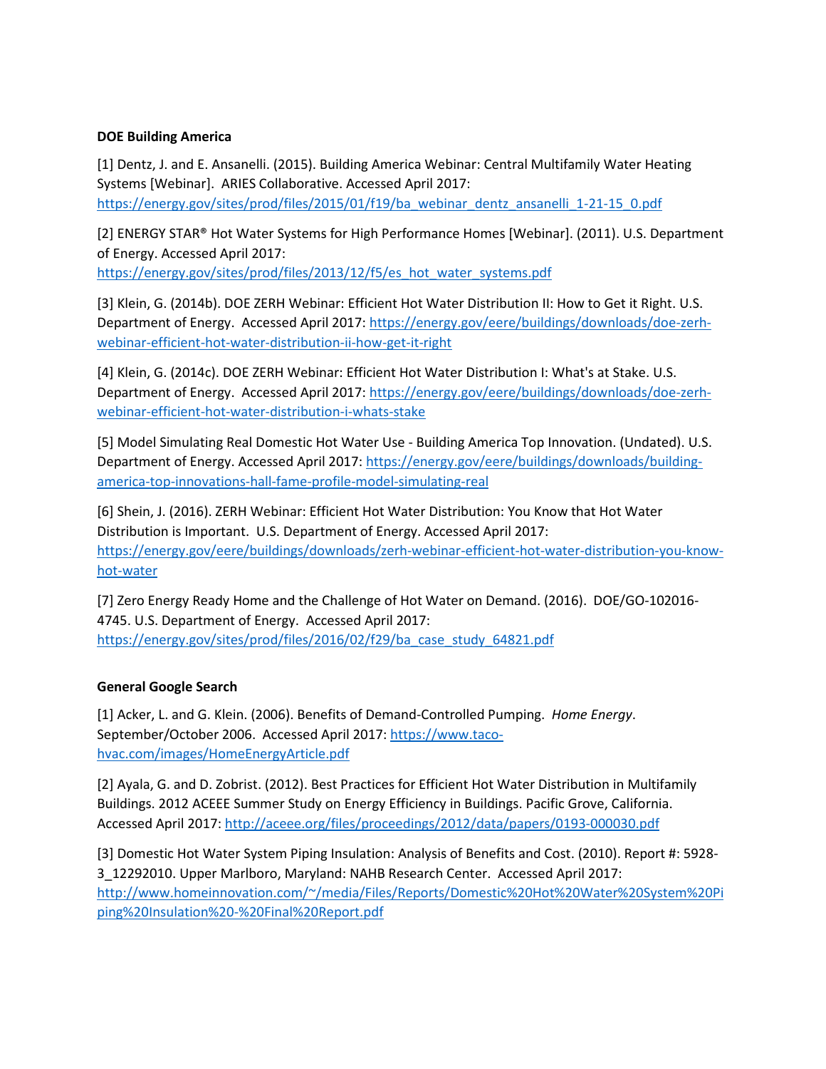**DOE Building America**

[1] Dentz, J. and E. Ansanelli. (2015). Building America Webinar: Central Multifamily Water Heating Systems [Webinar]. ARIES Collaborative. Accessed April 2017: https://energy.gov/sites/prod/files/2015/01/f19/ba_webinar_dentz_ansanelli_1-21-15_0.pdf

[2] ENERGY STAR® Hot Water Systems for High Performance Homes [Webinar]. (2011). U.S. Department of Energy. Accessed April 2017: https://energy.gov/sites/prod/files/2013/12/f5/es_hot_water_systems.pdf

[3] Klein, G. (2014b). DOE ZERH Webinar: Efficient Hot Water Distribution II: How to Get it Right. U.S. Department of Energy. Accessed April 2017: https://energy.gov/eere/buildings/downloads/doe-zerh-webinar-efficient-hot-water-distribution-ii-how-get-it-right

[4] Klein, G. (2014c). DOE ZERH Webinar: Efficient Hot Water Distribution I: What's at Stake. U.S. Department of Energy. Accessed April 2017: https://energy.gov/eere/buildings/downloads/doe-zerh-webinar-efficient-hot-water-distribution-i-whats-stake

[5] Model Simulating Real Domestic Hot Water Use - Building America Top Innovation. (Undated). U.S. Department of Energy. Accessed April 2017: https://energy.gov/eere/buildings/downloads/building-america-top-innovations-hall-fame-profile-model-simulating-real

[6] Shein, J. (2016). ZERH Webinar: Efficient Hot Water Distribution: You Know that Hot Water Distribution is Important. U.S. Department of Energy. Accessed April 2017: https://energy.gov/eere/buildings/downloads/zerh-webinar-efficient-hot-water-distribution-you-know-hot-water

[7] Zero Energy Ready Home and the Challenge of Hot Water on Demand. (2016). DOE/GO-102016-4745. U.S. Department of Energy. Accessed April 2017: https://energy.gov/sites/prod/files/2016/02/f29/ba_case_study_64821.pdf

**General Google Search**

[1] Acker, L. and G. Klein. (2006). Benefits of Demand-Controlled Pumping. *Home Energy*. September/October 2006. Accessed April 2017: https://www.taco-hvac.com/images/HomeEnergyArticle.pdf

[2] Ayala, G. and D. Zobrist. (2012). Best Practices for Efficient Hot Water Distribution in Multifamily Buildings. 2012 ACEEE Summer Study on Energy Efficiency in Buildings. Pacific Grove, California. Accessed April 2017: http://aceee.org/files/proceedings/2012/data/papers/0193-000030.pdf

[3] Domestic Hot Water System Piping Insulation: Analysis of Benefits and Cost. (2010). Report #: 5928-3_12292010. Upper Marlboro, Maryland: NAHB Research Center. Accessed April 2017: http://www.homeinnovation.com/~/media/Files/Reports/Domestic%20Hot%20Water%20System%20Piping%20Insulation%20-%20Final%20Report.pdf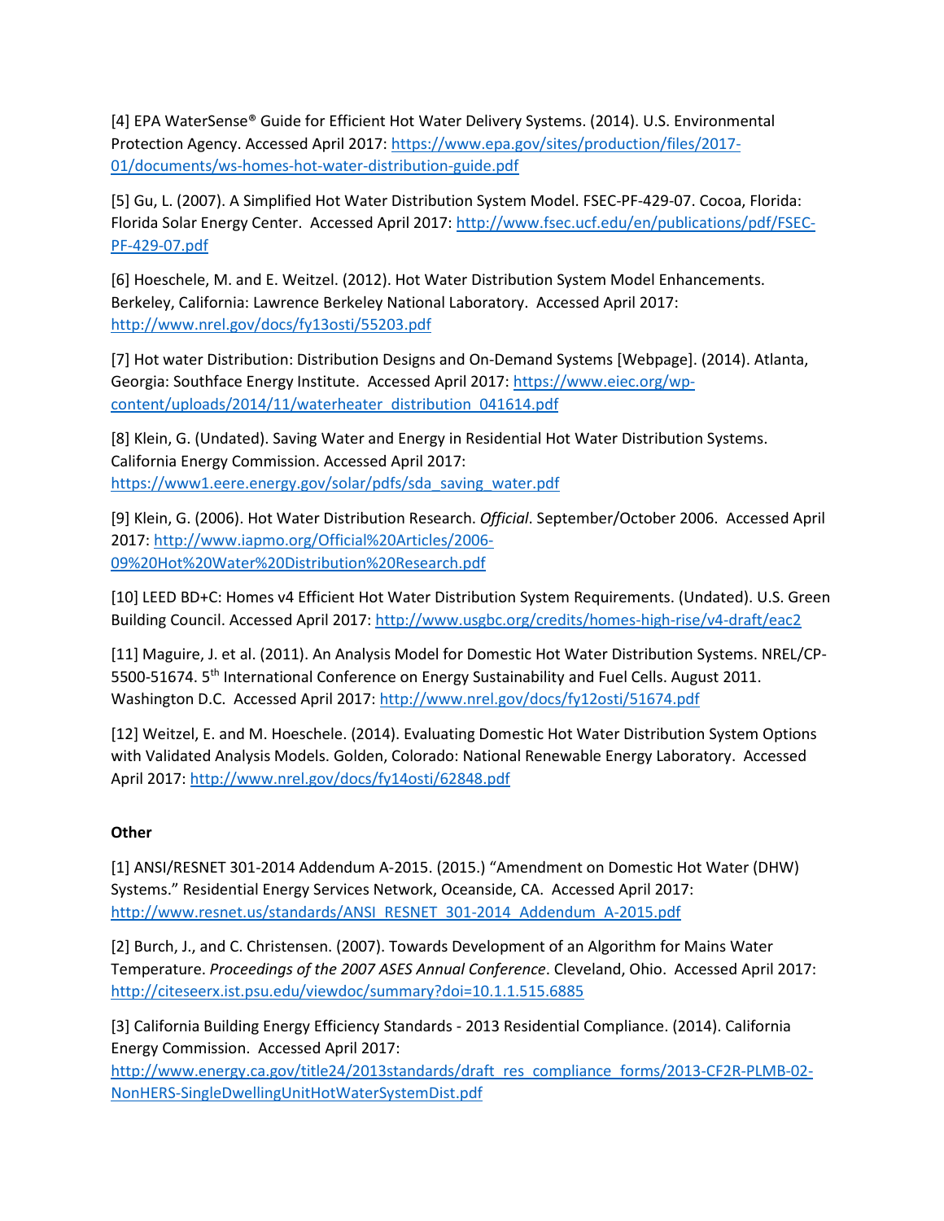[4] EPA WaterSense® Guide for Efficient Hot Water Delivery Systems. (2014). U.S. Environmental Protection Agency. Accessed April 2017: https://www.epa.gov/sites/production/files/2017-01/documents/ws-homes-hot-water-distribution-guide.pdf

[5] Gu, L. (2007). A Simplified Hot Water Distribution System Model. FSEC-PF-429-07. Cocoa, Florida: Florida Solar Energy Center. Accessed April 2017: http://www.fsec.ucf.edu/en/publications/pdf/FSEC-PF-429-07.pdf

[6] Hoeschele, M. and E. Weitzel. (2012). Hot Water Distribution System Model Enhancements. Berkeley, California: Lawrence Berkeley National Laboratory. Accessed April 2017: http://www.nrel.gov/docs/fy13osti/55203.pdf

[7] Hot water Distribution: Distribution Designs and On-Demand Systems [Webpage]. (2014). Atlanta, Georgia: Southface Energy Institute. Accessed April 2017: https://www.eiec.org/wp-content/uploads/2014/11/waterheater_distribution_041614.pdf

[8] Klein, G. (Undated). Saving Water and Energy in Residential Hot Water Distribution Systems. California Energy Commission. Accessed April 2017: https://www1.eere.energy.gov/solar/pdfs/sda_saving_water.pdf

[9] Klein, G. (2006). Hot Water Distribution Research. *Official*. September/October 2006. Accessed April 2017: http://www.iapmo.org/Official%20Articles/2006-09%20Hot%20Water%20Distribution%20Research.pdf

[10] LEED BD+C: Homes v4 Efficient Hot Water Distribution System Requirements. (Undated). U.S. Green Building Council. Accessed April 2017: http://www.usgbc.org/credits/homes-high-rise/v4-draft/eac2

[11] Maguire, J. et al. (2011). An Analysis Model for Domestic Hot Water Distribution Systems. NREL/CP-5500-51674. 5th International Conference on Energy Sustainability and Fuel Cells. August 2011. Washington D.C. Accessed April 2017: http://www.nrel.gov/docs/fy12osti/51674.pdf

[12] Weitzel, E. and M. Hoeschele. (2014). Evaluating Domestic Hot Water Distribution System Options with Validated Analysis Models. Golden, Colorado: National Renewable Energy Laboratory. Accessed April 2017: http://www.nrel.gov/docs/fy14osti/62848.pdf

**Other**

[1] ANSI/RESNET 301-2014 Addendum A-2015. (2015.) "Amendment on Domestic Hot Water (DHW) Systems." Residential Energy Services Network, Oceanside, CA. Accessed April 2017: http://www.resnet.us/standards/ANSI_RESNET_301-2014_Addendum_A-2015.pdf

[2] Burch, J., and C. Christensen. (2007). Towards Development of an Algorithm for Mains Water Temperature. *Proceedings of the 2007 ASES Annual Conference*. Cleveland, Ohio. Accessed April 2017: http://citeseerx.ist.psu.edu/viewdoc/summary?doi=10.1.1.515.6885

[3] California Building Energy Efficiency Standards - 2013 Residential Compliance. (2014). California Energy Commission. Accessed April 2017: http://www.energy.ca.gov/title24/2013standards/draft_res_compliance_forms/2013-CF2R-PLMB-02-NonHERS-SingleDwellingUnitHotWaterSystemDist.pdf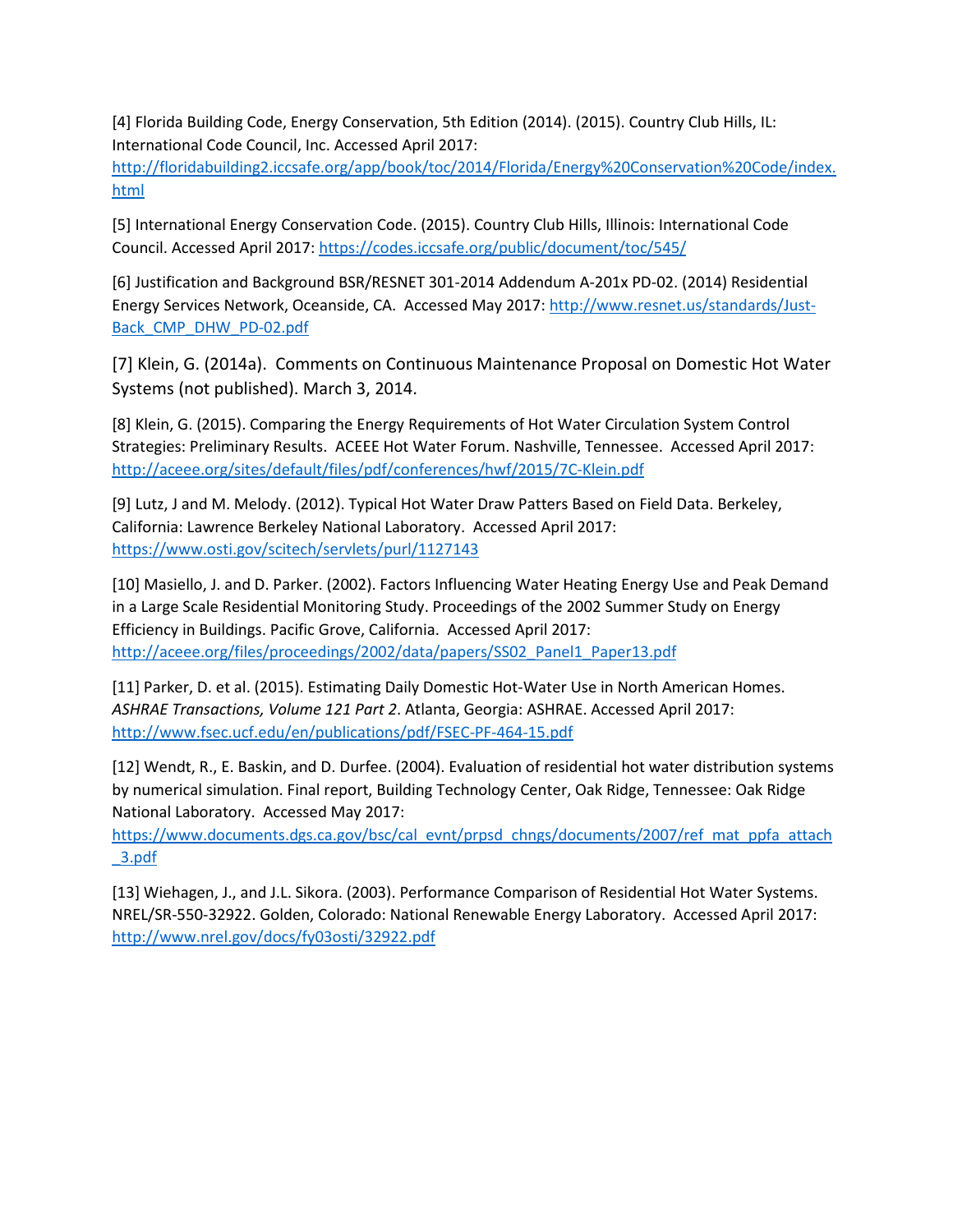[4] Florida Building Code, Energy Conservation, 5th Edition (2014). (2015). Country Club Hills, IL: International Code Council, Inc. Accessed April 2017: http://floridabuilding2.iccsafe.org/app/book/toc/2014/Florida/Energy%20Conservation%20Code/index.html

[5] International Energy Conservation Code. (2015). Country Club Hills, Illinois: International Code Council. Accessed April 2017: https://codes.iccsafe.org/public/document/toc/545/

[6] Justification and Background BSR/RESNET 301-2014 Addendum A-201x PD-02. (2014) Residential Energy Services Network, Oceanside, CA. Accessed May 2017: http://www.resnet.us/standards/Just-Back_CMP_DHW_PD-02.pdf

[7] Klein, G. (2014a). Comments on Continuous Maintenance Proposal on Domestic Hot Water Systems (not published). March 3, 2014.

[8] Klein, G. (2015). Comparing the Energy Requirements of Hot Water Circulation System Control Strategies: Preliminary Results. ACEEE Hot Water Forum. Nashville, Tennessee. Accessed April 2017: http://aceee.org/sites/default/files/pdf/conferences/hwf/2015/7C-Klein.pdf

[9] Lutz, J and M. Melody. (2012). Typical Hot Water Draw Patters Based on Field Data. Berkeley, California: Lawrence Berkeley National Laboratory. Accessed April 2017: https://www.osti.gov/scitech/servlets/purl/1127143

[10] Masiello, J. and D. Parker. (2002). Factors Influencing Water Heating Energy Use and Peak Demand in a Large Scale Residential Monitoring Study. Proceedings of the 2002 Summer Study on Energy Efficiency in Buildings. Pacific Grove, California. Accessed April 2017: http://aceee.org/files/proceedings/2002/data/papers/SS02_Panel1_Paper13.pdf

[11] Parker, D. et al. (2015). Estimating Daily Domestic Hot-Water Use in North American Homes. *ASHRAE Transactions, Volume 121 Part 2*. Atlanta, Georgia: ASHRAE. Accessed April 2017: http://www.fsec.ucf.edu/en/publications/pdf/FSEC-PF-464-15.pdf

[12] Wendt, R., E. Baskin, and D. Durfee. (2004). Evaluation of residential hot water distribution systems by numerical simulation. Final report, Building Technology Center, Oak Ridge, Tennessee: Oak Ridge National Laboratory. Accessed May 2017: https://www.documents.dgs.ca.gov/bsc/cal_evnt/prpsd_chngs/documents/2007/ref_mat_ppfa_attach_3.pdf

[13] Wiehagen, J., and J.L. Sikora. (2003). Performance Comparison of Residential Hot Water Systems. NREL/SR-550-32922. Golden, Colorado: National Renewable Energy Laboratory. Accessed April 2017: http://www.nrel.gov/docs/fy03osti/32922.pdf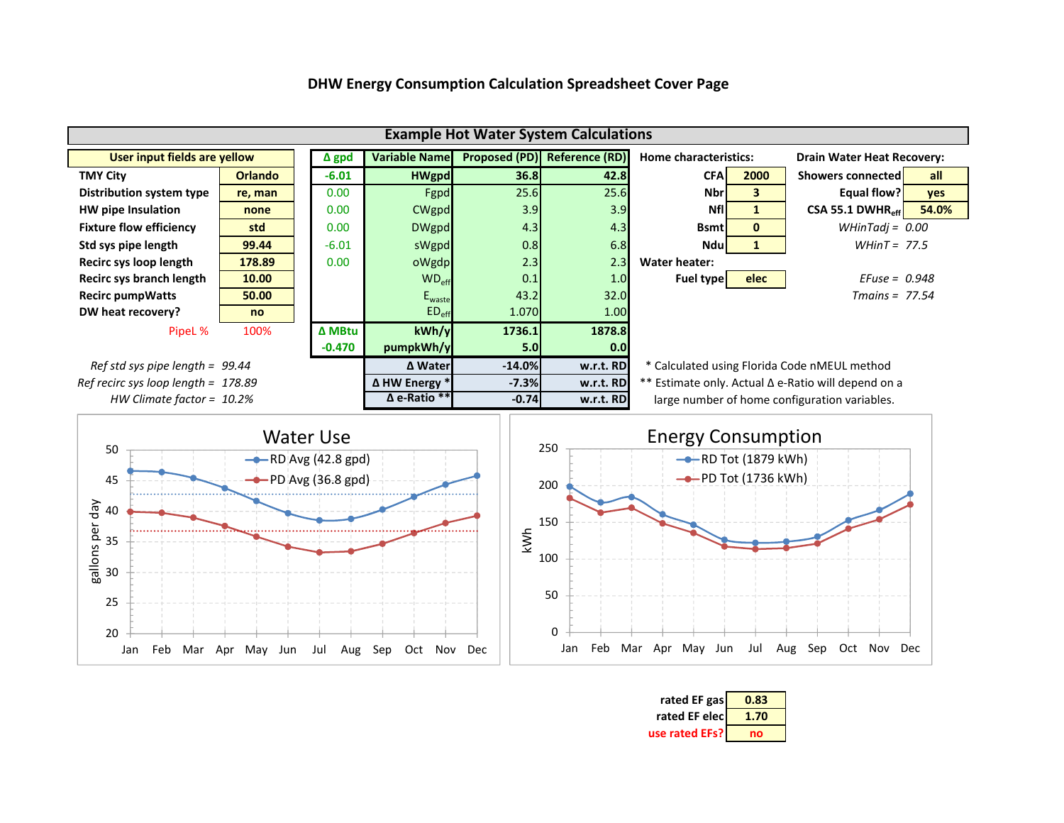# DHW Energy Consumption Calculation Spreadsheet Cover Page

## Example Hot Water System Calculations

| User input fields are yellow | |
|---|---|
| TMY City | Orlando |
| Distribution system type | re, man |
| HW pipe Insulation | none |
| Fixture flow efficiency | std |
| Std sys pipe length | 99.44 |
| Recirc sys loop length | 178.89 |
| Recirc sys branch length | 10.00 |
| Recirc pumpWatts | 50.00 |
| DW heat recovery? | no |
| PipeL % | 100% |

*Ref std sys pipe length = 99.44*
*Ref recirc sys loop length = 178.89*
*HW Climate factor = 10.2%*

| Δ gpd | Variable Name | Proposed (PD) | Reference (RD) |
|---|---|---|---|
| -6.01 | HWgpd | 36.8 | 42.8 |
| 0.00 | Fgpd | 25.6 | 25.6 |
| 0.00 | CWgpd | 3.9 | 3.9 |
| 0.00 | DWgpd | 4.3 | 4.3 |
| -6.01 | sWgpd | 0.8 | 6.8 |
| 0.00 | oWgdp | 2.3 | 2.3 |
| | $WD_{eff}$ | 0.1 | 1.0 |
| | $E_{waste}$ | 43.2 | 32.0 |
| | $ED_{eff}$ | 1.070 | 1.00 |
| Δ MBtu | kWh/y | 1736.1 | 1878.8 |
| -0.470 | pumpkWh/y | 5.0 | 0.0 |
| | Δ Water | -14.0% | w.r.t. RD |
| | Δ HW Energy * | -7.3% | w.r.t. RD |
| | Δ e-Ratio ** | -0.74 | w.r.t. RD |

\* Calculated using Florida Code nMEUL method
\** Estimate only. Actual Δ e-Ratio will depend on a large number of home configuration variables.

**Home characteristics:**

| | |
|---|---|
| CFA | 2000 |
| Nbr | 3 |
| Nfl | 1 |
| Bsmt | 0 |
| Ndu | 1 |

**Water heater:**

| | |
|---|---|
| Fuel type | elec |

**Drain Water Heat Recovery:**

| | |
|---|---|
| Showers connected | all |
| Equal flow? | yes |
| CSA 55.1 $DWHR_{eff}$ | 54.0% |

*WHinTadj = 0.00*
*WHinT = 77.5*
*EFuse = 0.948*
*Tmains = 77.54*

**Water Use** (gallons per day): RD Avg (42.8 gpd); PD Avg (36.8 gpd)

**Energy Consumption** (kWh): RD Tot (1879 kWh); PD Tot (1736 kWh)

| | |
|---|---|
| rated EF gas | 0.83 |
| rated EF elec | 1.70 |
| use rated EFs? | no |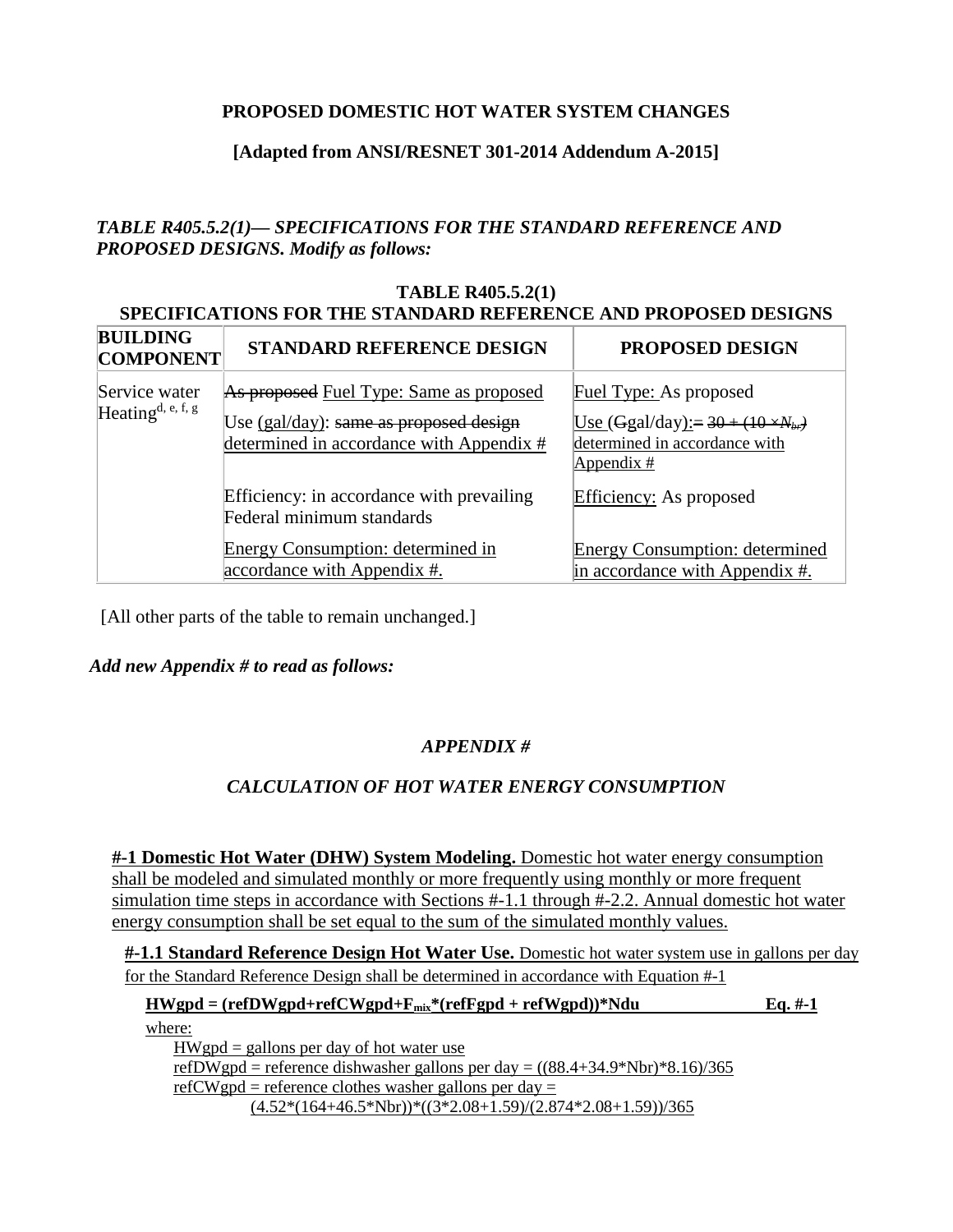**PROPOSED DOMESTIC HOT WATER SYSTEM CHANGES**

**[Adapted from ANSI/RESNET 301-2014 Addendum A-2015]**

***TABLE R405.5.2(1)— SPECIFICATIONS FOR THE STANDARD REFERENCE AND PROPOSED DESIGNS. Modify as follows:***

**TABLE R405.5.2(1)**
**SPECIFICATIONS FOR THE STANDARD REFERENCE AND PROPOSED DESIGNS**

| BUILDING COMPONENT | STANDARD REFERENCE DESIGN | PROPOSED DESIGN |
|---|---|---|
| Service water Heating[d, e, f, g] | ~~As proposed~~ Fuel Type: Same as proposed<br>Use (gal/day): ~~same as proposed design~~ determined in accordance with Appendix #<br>Efficiency: in accordance with prevailing Federal minimum standards<br>Energy Consumption: determined in accordance with Appendix #. | Fuel Type: As proposed<br>Use (~~G~~gal/day): ~~= 30 + (10 × $N_{br}$)~~ determined in accordance with Appendix #<br>Efficiency: As proposed<br>Energy Consumption: determined in accordance with Appendix #. |

[All other parts of the table to remain unchanged.]

***Add new Appendix # to read as follows:***

## *APPENDIX #*

## *CALCULATION OF HOT WATER ENERGY CONSUMPTION*

**#-1 Domestic Hot Water (DHW) System Modeling.** Domestic hot water energy consumption shall be modeled and simulated monthly or more frequently using monthly or more frequent simulation time steps in accordance with Sections #-1.1 through #-2.2. Annual domestic hot water energy consumption shall be set equal to the sum of the simulated monthly values.

**#-1.1 Standard Reference Design Hot Water Use.** Domestic hot water system use in gallons per day for the Standard Reference Design shall be determined in accordance with Equation #-1

$$HWgpd = (refDWgpd+refCWgpd+F_{mix}*(refFgpd + refWgpd))*Ndu \qquad \text{Eq. \#-1}$$

where:

HWgpd = gallons per day of hot water use

refDWgpd = reference dishwasher gallons per day = ((88.4+34.9*Nbr)*8.16)/365

refCWgpd = reference clothes washer gallons per day = (4.52*(164+46.5*Nbr))*((3*2.08+1.59)/(2.874*2.08+1.59))/365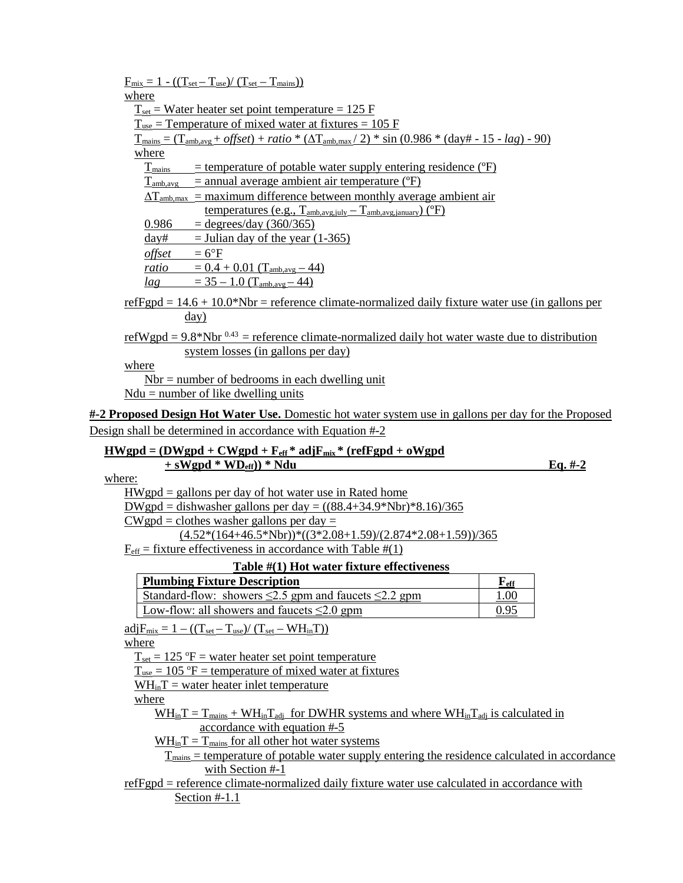$F_{mix} = 1 - ((T_{set} - T_{use}) / (T_{set} - T_{mains}))$

where

$T_{set}$ = Water heater set point temperature = 125 F

$T_{use}$ = Temperature of mixed water at fixtures = 105 F

$T_{mains} = (T_{amb,avg} + \textit{offset}) + \textit{ratio} * (\Delta T_{amb,max} / 2) * \sin(0.986 * (\text{day\#} - 15 - \textit{lag}) - 90)$

where

- $T_{mains}$ = temperature of potable water supply entering residence (ºF)
- $T_{amb,avg}$ = annual average ambient air temperature (ºF)
- $\Delta T_{amb,max}$ = maximum difference between monthly average ambient air temperatures (e.g., $T_{amb,avg,july} - T_{amb,avg,january}$) (ºF)
- 0.986 = degrees/day (360/365)
- day# = Julian day of the year (1-365)
- *offset* = 6°F
- *ratio* = $0.4 + 0.01 (T_{amb,avg} - 44)$
- *lag* = $35 - 1.0 (T_{amb,avg} - 44)$

refFgpd = 14.6 + 10.0*Nbr = reference climate-normalized daily fixture water use (in gallons per day)

refWgpd = $9.8 * Nbr^{0.43}$ = reference climate-normalized daily hot water waste due to distribution system losses (in gallons per day)

where

Nbr = number of bedrooms in each dwelling unit

Ndu = number of like dwelling units

**#-2 Proposed Design Hot Water Use.** Domestic hot water system use in gallons per day for the Proposed Design shall be determined in accordance with Equation #-2

$$\mathbf{HWgpd = (DWgpd + CWgpd + F_{eff} * adjF_{mix} * (refFgpd + oWgpd + sWgpd * WD_{eff})) * Ndu} \qquad \textbf{Eq. \#-2}$$

where:

HWgpd = gallons per day of hot water use in Rated home

DWgpd = dishwasher gallons per day = ((88.4+34.9*Nbr)*8.16)/365

CWgpd = clothes washer gallons per day = (4.52*(164+46.5*Nbr))*((3*2.08+1.59)/(2.874*2.08+1.59))/365

$F_{eff}$ = fixture effectiveness in accordance with Table #(1)

**Table #(1) Hot water fixture effectiveness**

| **Plumbing Fixture Description** | $F_{eff}$ |
|---|---|
| Standard-flow: showers ≤2.5 gpm and faucets ≤2.2 gpm | 1.00 |
| Low-flow: all showers and faucets ≤2.0 gpm | 0.95 |

$adjF_{mix} = 1 - ((T_{set} - T_{use}) / (T_{set} - WH_{in}T))$

where

$T_{set}$ = 125 ºF = water heater set point temperature

$T_{use}$ = 105 ºF = temperature of mixed water at fixtures

$WH_{in}T$ = water heater inlet temperature

where

$WH_{in}T = T_{mains} + WH_{in}T_{adj}$ for DWHR systems and where $WH_{in}T_{adj}$ is calculated in accordance with equation #-5

$WH_{in}T = T_{mains}$ for all other hot water systems

$T_{mains}$ = temperature of potable water supply entering the residence calculated in accordance with Section #-1

refFgpd = reference climate-normalized daily fixture water use calculated in accordance with Section #-1.1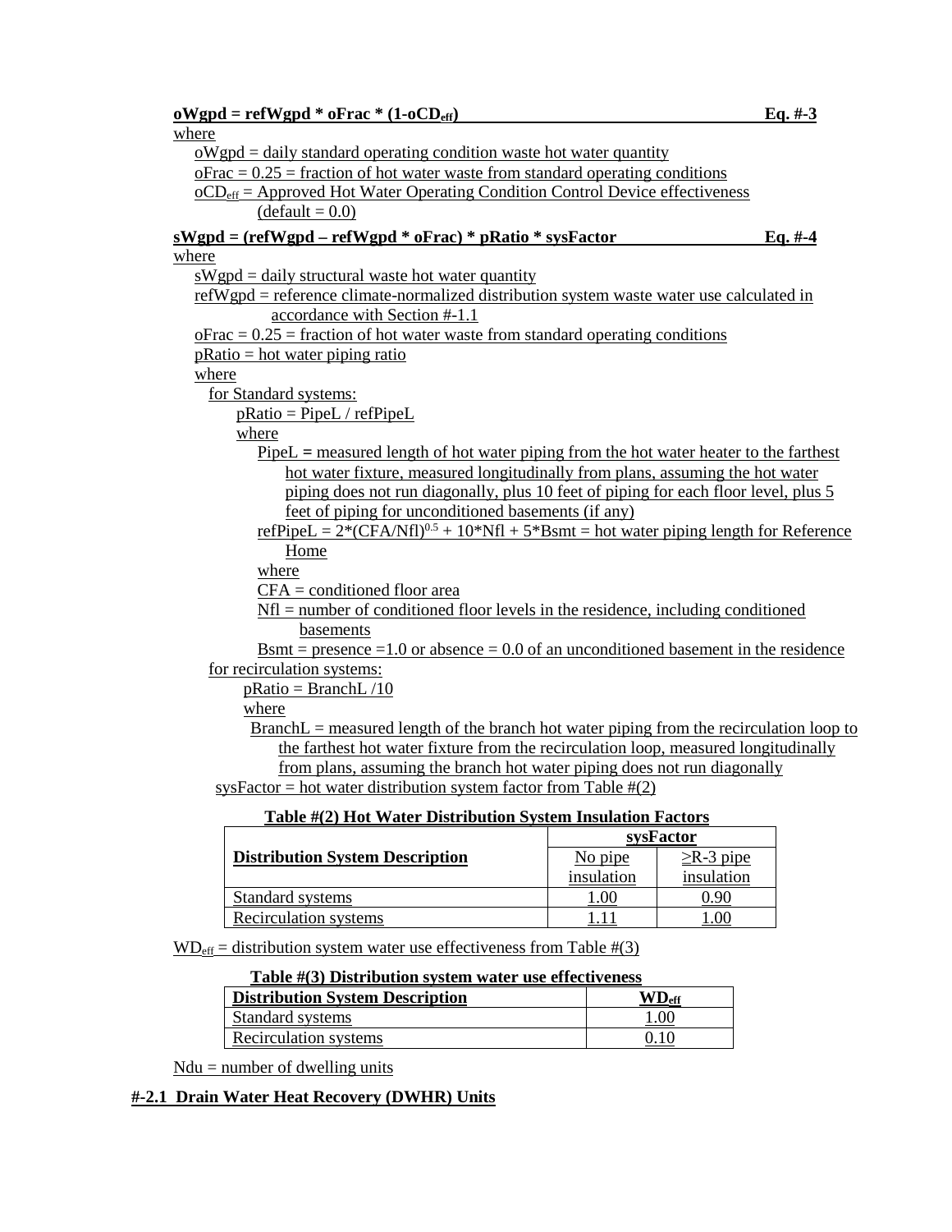**$oWgpd = refWgpd * oFrac * (1-oCD_{eff})$ Eq. #-3**

where

$oWgpd$ = daily standard operating condition waste hot water quantity

$oFrac = 0.25$ = fraction of hot water waste from standard operating conditions

$oCD_{eff}$ = Approved Hot Water Operating Condition Control Device effectiveness (default = 0.0)

**$sWgpd = (refWgpd – refWgpd * oFrac) * pRatio * sysFactor$ Eq. #-4**

where

$sWgpd$ = daily structural waste hot water quantity

$refWgpd$ = reference climate-normalized distribution system waste water use calculated in accordance with Section #-1.1

$oFrac = 0.25$ = fraction of hot water waste from standard operating conditions

$pRatio$ = hot water piping ratio

where

for Standard systems:

$pRatio = PipeL / refPipeL$

where

$PipeL$ = measured length of hot water piping from the hot water heater to the farthest hot water fixture, measured longitudinally from plans, assuming the hot water piping does not run diagonally, plus 10 feet of piping for each floor level, plus 5 feet of piping for unconditioned basements (if any)

$refPipeL = 2*(CFA/Nfl)^{0.5} + 10*Nfl + 5*Bsmt$ = hot water piping length for Reference Home

where

$CFA$ = conditioned floor area

$Nfl$ = number of conditioned floor levels in the residence, including conditioned basements

$Bsmt$ = presence =1.0 or absence = 0.0 of an unconditioned basement in the residence

for recirculation systems:

$pRatio = BranchL /10$

where

$BranchL$ = measured length of the branch hot water piping from the recirculation loop to the farthest hot water fixture from the recirculation loop, measured longitudinally from plans, assuming the branch hot water piping does not run diagonally

$sysFactor$ = hot water distribution system factor from Table #(2)

**Table #(2) Hot Water Distribution System Insulation Factors**

| Distribution System Description | sysFactor | |
|---|---|---|
| | No pipe insulation | ≥R-3 pipe insulation |
| Standard systems | 1.00 | 0.90 |
| Recirculation systems | 1.11 | 1.00 |

$WD_{eff}$ = distribution system water use effectiveness from Table #(3)

**Table #(3) Distribution system water use effectiveness**

| Distribution System Description | $WD_{eff}$ |
|---|---|
| Standard systems | 1.00 |
| Recirculation systems | 0.10 |

$Ndu$ = number of dwelling units

## #-2.1 Drain Water Heat Recovery (DWHR) Units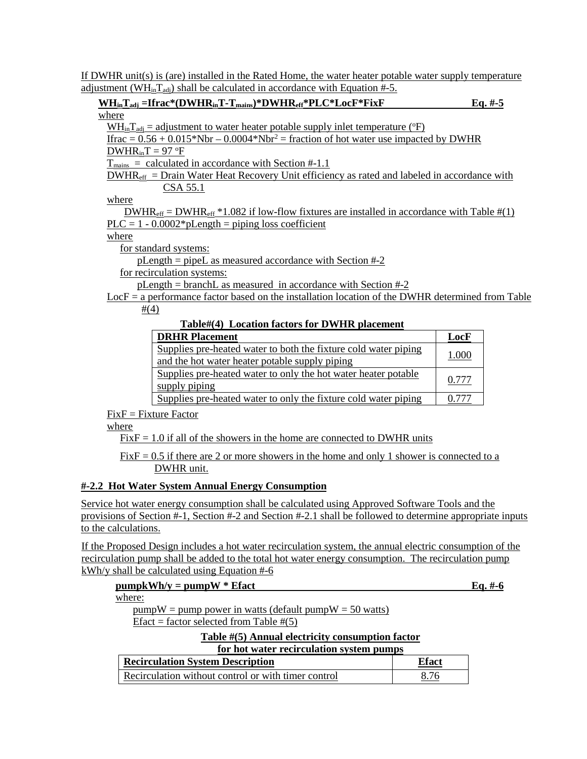If DWHR unit(s) is (are) installed in the Rated Home, the water heater potable water supply temperature adjustment ($WH_{in}T_{adj}$) shall be calculated in accordance with Equation #-5.

**$WH_{in}T_{adj}$ =Ifrac\*($DWHR_{in}T$-$T_{mains}$)\*$DWHR_{eff}$\*PLC\*LocF\*FixF** **Eq. #-5**

where

$WH_{in}T_{adj}$ = adjustment to water heater potable supply inlet temperature (°F)

Ifrac = 0.56 + 0.015\*Nbr – 0.0004\*$Nbr^2$ = fraction of hot water use impacted by DWHR

$DWHR_{in}T$ = 97 °F

$T_{mains}$ = calculated in accordance with Section #-1.1

$DWHR_{eff}$ = Drain Water Heat Recovery Unit efficiency as rated and labeled in accordance with CSA 55.1

where

$DWHR_{eff}$ = $DWHR_{eff}$ \*1.082 if low-flow fixtures are installed in accordance with Table #(1)

PLC = 1 - 0.0002\*pLength = piping loss coefficient

where

for standard systems:

pLength = pipeL as measured accordance with Section #-2

for recirculation systems:

pLength = branchL as measured in accordance with Section #-2

LocF = a performance factor based on the installation location of the DWHR determined from Table #(4)

**Table#(4) Location factors for DWHR placement**

| DRHR Placement | LocF |
|---|---|
| Supplies pre-heated water to both the fixture cold water piping and the hot water heater potable supply piping | 1.000 |
| Supplies pre-heated water to only the hot water heater potable supply piping | 0.777 |
| Supplies pre-heated water to only the fixture cold water piping | 0.777 |

FixF = Fixture Factor

where

FixF = 1.0 if all of the showers in the home are connected to DWHR units

FixF = 0.5 if there are 2 or more showers in the home and only 1 shower is connected to a DWHR unit.

### #-2.2 Hot Water System Annual Energy Consumption

Service hot water energy consumption shall be calculated using Approved Software Tools and the provisions of Section #-1, Section #-2 and Section #-2.1 shall be followed to determine appropriate inputs to the calculations.

If the Proposed Design includes a hot water recirculation system, the annual electric consumption of the recirculation pump shall be added to the total hot water energy consumption. The recirculation pump kWh/y shall be calculated using Equation #-6

**pumpkWh/y = pumpW \* Efact** **Eq. #-6**

where:

pumpW = pump power in watts (default pumpW = 50 watts)

Efact = factor selected from Table #(5)

**Table #(5) Annual electricity consumption factor for hot water recirculation system pumps**

| Recirculation System Description | Efact |
|---|---|
| Recirculation without control or with timer control | 8.76 |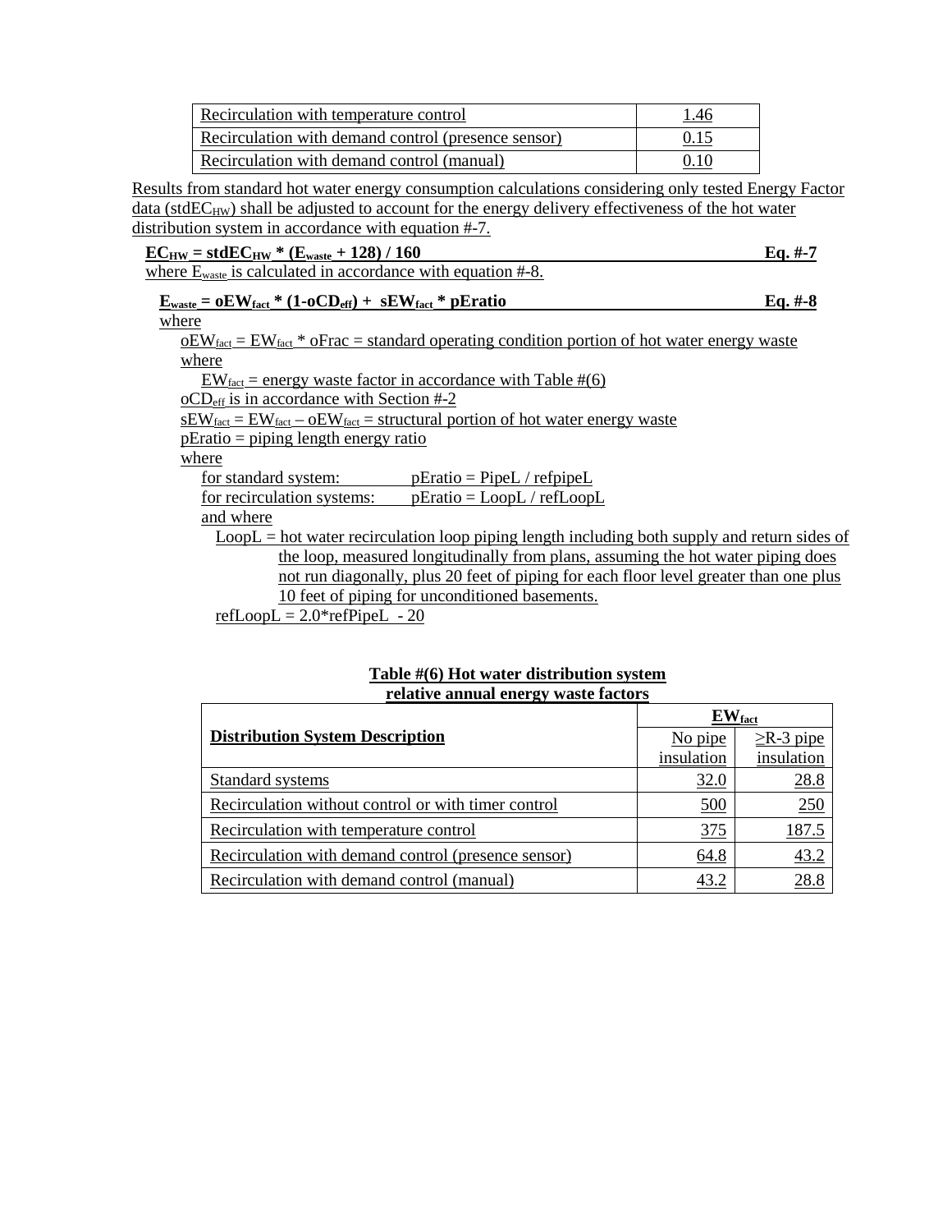| | |
|---|---|
| Recirculation with temperature control | 1.46 |
| Recirculation with demand control (presence sensor) | 0.15 |
| Recirculation with demand control (manual) | 0.10 |

Results from standard hot water energy consumption calculations considering only tested Energy Factor data ($stdEC_{HW}$) shall be adjusted to account for the energy delivery effectiveness of the hot water distribution system in accordance with equation #-7.

$$EC_{HW} = stdEC_{HW} * (E_{waste} + 128) / 160 \qquad \text{Eq. \#-7}$$

where $E_{waste}$ is calculated in accordance with equation #-8.

$$E_{waste} = oEW_{fact} * (1 - oCD_{eff}) + sEW_{fact} * pEratio \qquad \text{Eq. \#-8}$$

where

$oEW_{fact} = EW_{fact} * oFrac$ = standard operating condition portion of hot water energy waste

where

$EW_{fact}$ = energy waste factor in accordance with Table #(6)

$oCD_{eff}$ is in accordance with Section #-2

$sEW_{fact} = EW_{fact} - oEW_{fact}$ = structural portion of hot water energy waste

pEratio = piping length energy ratio

where

for standard system: pEratio = PipeL / refpipeL

for recirculation systems: pEratio = LoopL / refLoopL

and where

LoopL = hot water recirculation loop piping length including both supply and return sides of the loop, measured longitudinally from plans, assuming the hot water piping does not run diagonally, plus 20 feet of piping for each floor level greater than one plus 10 feet of piping for unconditioned basements.

refLoopL = 2.0*refPipeL - 20

**Table #(6) Hot water distribution system relative annual energy waste factors**

| Distribution System Description | $EW_{fact}$ | |
|---|---|---|
| | No pipe insulation | ≥R-3 pipe insulation |
| Standard systems | 32.0 | 28.8 |
| Recirculation without control or with timer control | 500 | 250 |
| Recirculation with temperature control | 375 | 187.5 |
| Recirculation with demand control (presence sensor) | 64.8 | 43.2 |
| Recirculation with demand control (manual) | 43.2 | 28.8 |